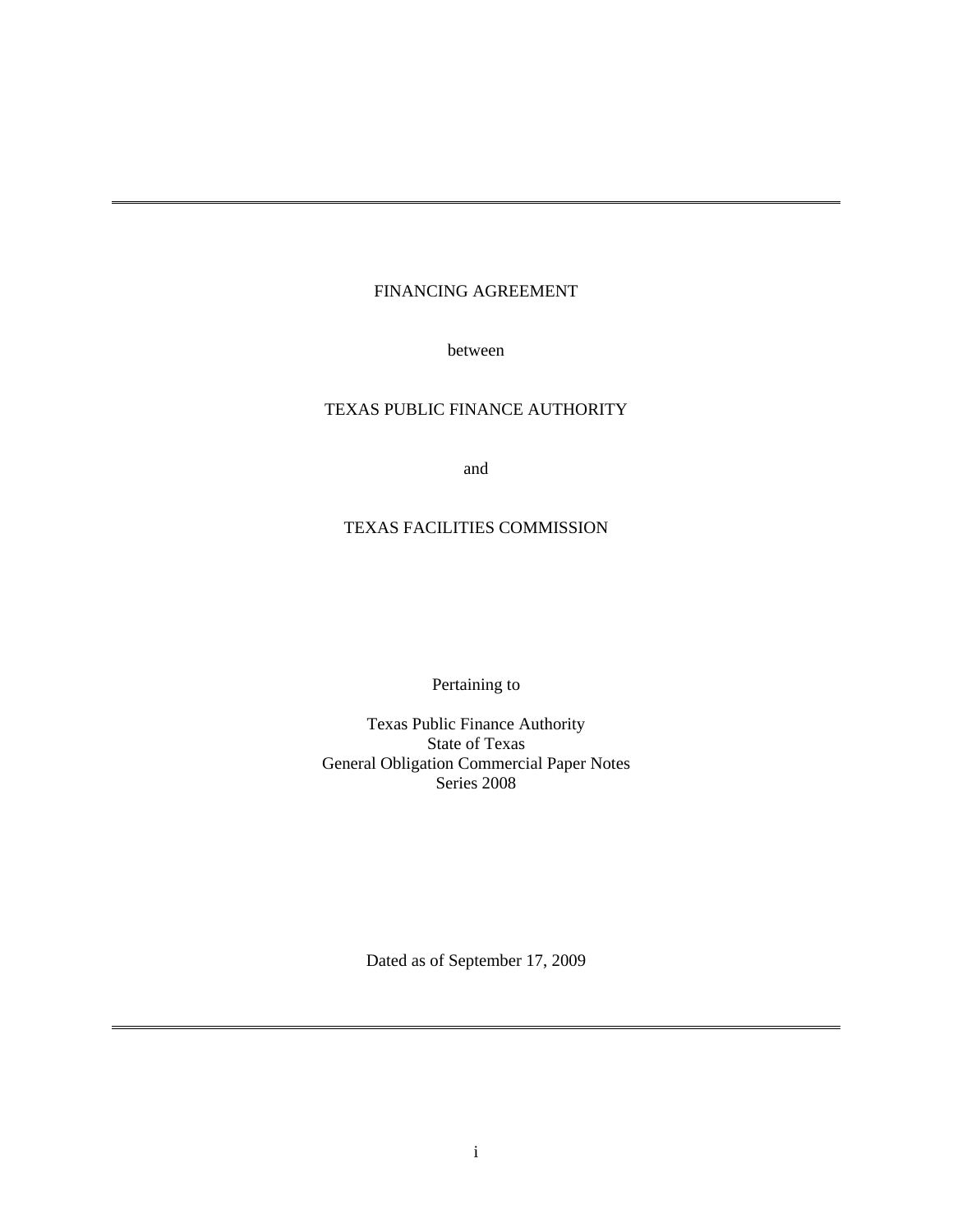# FINANCING AGREEMENT

between

TEXAS PUBLIC FINANCE AUTHORITY

and

TEXAS FACILITIES COMMISSION

Pertaining to

Texas Public Finance Authority
State of Texas
General Obligation Commercial Paper Notes
Series 2008

Dated as of September 17, 2009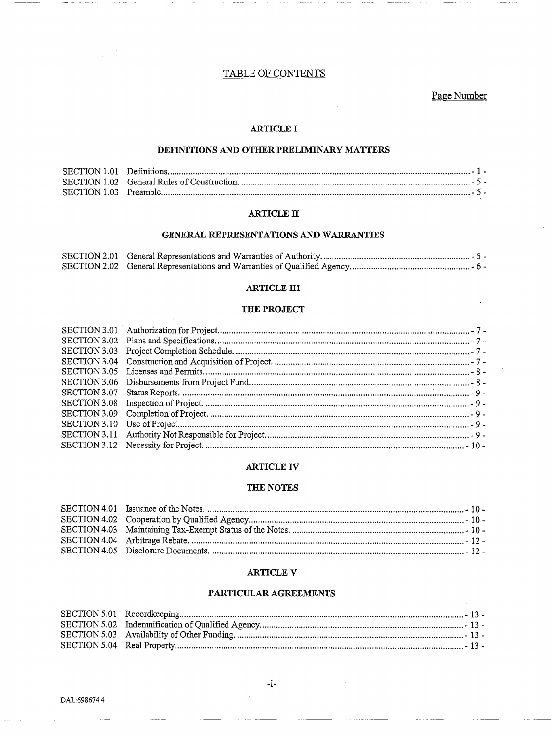# TABLE OF CONTENTS

Page Number

## ARTICLE I

### DEFINITIONS AND OTHER PRELIMINARY MATTERS

| | | |
|---|---|---|
| SECTION 1.01 | Definitions | - 1 - |
| SECTION 1.02 | General Rules of Construction. | - 5 - |
| SECTION 1.03 | Preamble | - 5 - |

## ARTICLE II

### GENERAL REPRESENTATIONS AND WARRANTIES

| | | |
|---|---|---|
| SECTION 2.01 | General Representations and Warranties of Authority | - 5 - |
| SECTION 2.02 | General Representations and Warranties of Qualified Agency. | - 6 - |

## ARTICLE III

### THE PROJECT

| | | |
|---|---|---|
| SECTION 3.01 | Authorization for Project | - 7 - |
| SECTION 3.02 | Plans and Specifications | - 7 - |
| SECTION 3.03 | Project Completion Schedule. | - 7 - |
| SECTION 3.04 | Construction and Acquisition of Project. | - 7 - |
| SECTION 3.05 | Licenses and Permits | - 8 - |
| SECTION 3.06 | Disbursements from Project Fund. | - 8 - |
| SECTION 3.07 | Status Reports. | - 9 - |
| SECTION 3.08 | Inspection of Project. | - 9 - |
| SECTION 3.09 | Completion of Project. | - 9 - |
| SECTION 3.10 | Use of Project | - 9 - |
| SECTION 3.11 | Authority Not Responsible for Project | - 9 - |
| SECTION 3.12 | Necessity for Project. | - 10 - |

## ARTICLE IV

### THE NOTES

| | | |
|---|---|---|
| SECTION 4.01 | Issuance of the Notes. | - 10 - |
| SECTION 4.02 | Cooperation by Qualified Agency | - 10 - |
| SECTION 4.03 | Maintaining Tax-Exempt Status of the Notes. | - 10 - |
| SECTION 4.04 | Arbitrage Rebate. | - 12 - |
| SECTION 4.05 | Disclosure Documents. | - 12 - |

## ARTICLE V

### PARTICULAR AGREEMENTS

| | | |
|---|---|---|
| SECTION 5.01 | Recordkeeping | - 13 - |
| SECTION 5.02 | Indemnification of Qualified Agency | - 13 - |
| SECTION 5.03 | Availability of Other Funding. | - 13 - |
| SECTION 5.04 | Real Property | - 13 - |

DAL:698674.4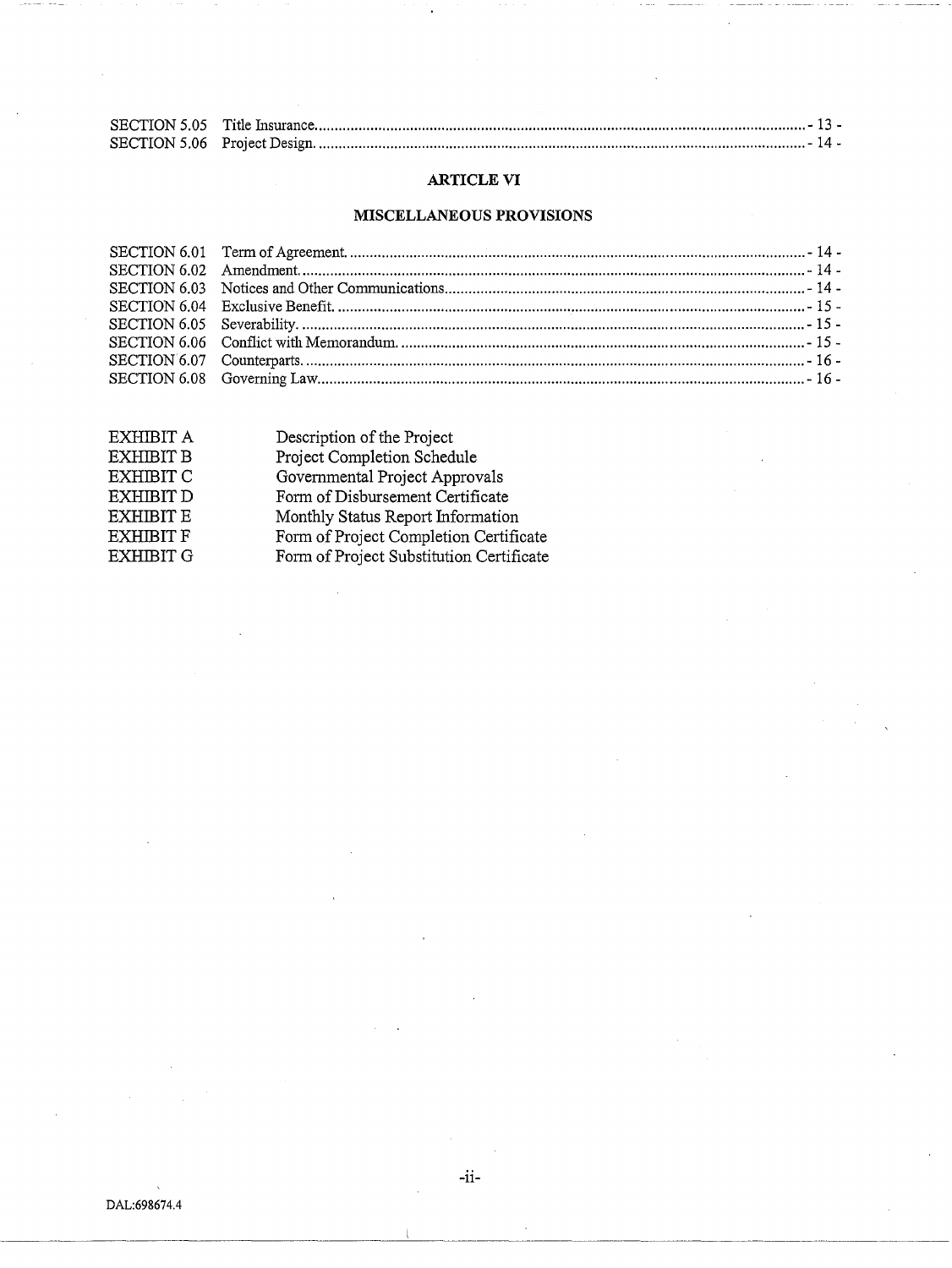| | | |
|---|---|---|
| SECTION 5.05 | Title Insurance | - 13 - |
| SECTION 5.06 | Project Design | - 14 - |

## ARTICLE VI

## MISCELLANEOUS PROVISIONS

| | | |
|---|---|---|
| SECTION 6.01 | Term of Agreement | - 14 - |
| SECTION 6.02 | Amendment | - 14 - |
| SECTION 6.03 | Notices and Other Communications | - 14 - |
| SECTION 6.04 | Exclusive Benefit | - 15 - |
| SECTION 6.05 | Severability | - 15 - |
| SECTION 6.06 | Conflict with Memorandum | - 15 - |
| SECTION 6.07 | Counterparts | - 16 - |
| SECTION 6.08 | Governing Law | - 16 - |

| | |
|---|---|
| EXHIBIT A | Description of the Project |
| EXHIBIT B | Project Completion Schedule |
| EXHIBIT C | Governmental Project Approvals |
| EXHIBIT D | Form of Disbursement Certificate |
| EXHIBIT E | Monthly Status Report Information |
| EXHIBIT F | Form of Project Completion Certificate |
| EXHIBIT G | Form of Project Substitution Certificate |

DAL:698674.4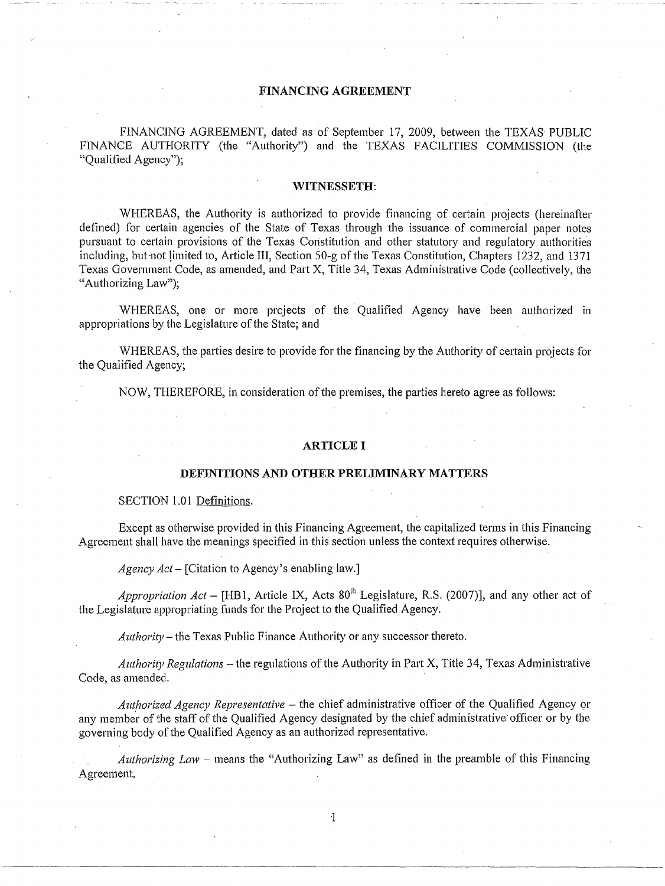# FINANCING AGREEMENT

FINANCING AGREEMENT, dated as of September 17, 2009, between the TEXAS PUBLIC FINANCE AUTHORITY (the "Authority") and the TEXAS FACILITIES COMMISSION (the "Qualified Agency");

## WITNESSETH:

WHEREAS, the Authority is authorized to provide financing of certain projects (hereinafter defined) for certain agencies of the State of Texas through the issuance of commercial paper notes pursuant to certain provisions of the Texas Constitution and other statutory and regulatory authorities including, but not limited to, Article III, Section 50-g of the Texas Constitution, Chapters 1232, and 1371 Texas Government Code, as amended, and Part X, Title 34, Texas Administrative Code (collectively, the "Authorizing Law");

WHEREAS, one or more projects of the Qualified Agency have been authorized in appropriations by the Legislature of the State; and

WHEREAS, the parties desire to provide for the financing by the Authority of certain projects for the Qualified Agency;

NOW, THEREFORE, in consideration of the premises, the parties hereto agree as follows:

## ARTICLE I

## DEFINITIONS AND OTHER PRELIMINARY MATTERS

SECTION 1.01 Definitions.

Except as otherwise provided in this Financing Agreement, the capitalized terms in this Financing Agreement shall have the meanings specified in this section unless the context requires otherwise.

*Agency Act* – [Citation to Agency's enabling law.]

*Appropriation Act* – [HB1, Article IX, Acts 80th Legislature, R.S. (2007)], and any other act of the Legislature appropriating funds for the Project to the Qualified Agency.

*Authority* – the Texas Public Finance Authority or any successor thereto.

*Authority Regulations* – the regulations of the Authority in Part X, Title 34, Texas Administrative Code, as amended.

*Authorized Agency Representative* – the chief administrative officer of the Qualified Agency or any member of the staff of the Qualified Agency designated by the chief administrative officer or by the governing body of the Qualified Agency as an authorized representative.

*Authorizing Law* – means the "Authorizing Law" as defined in the preamble of this Financing Agreement.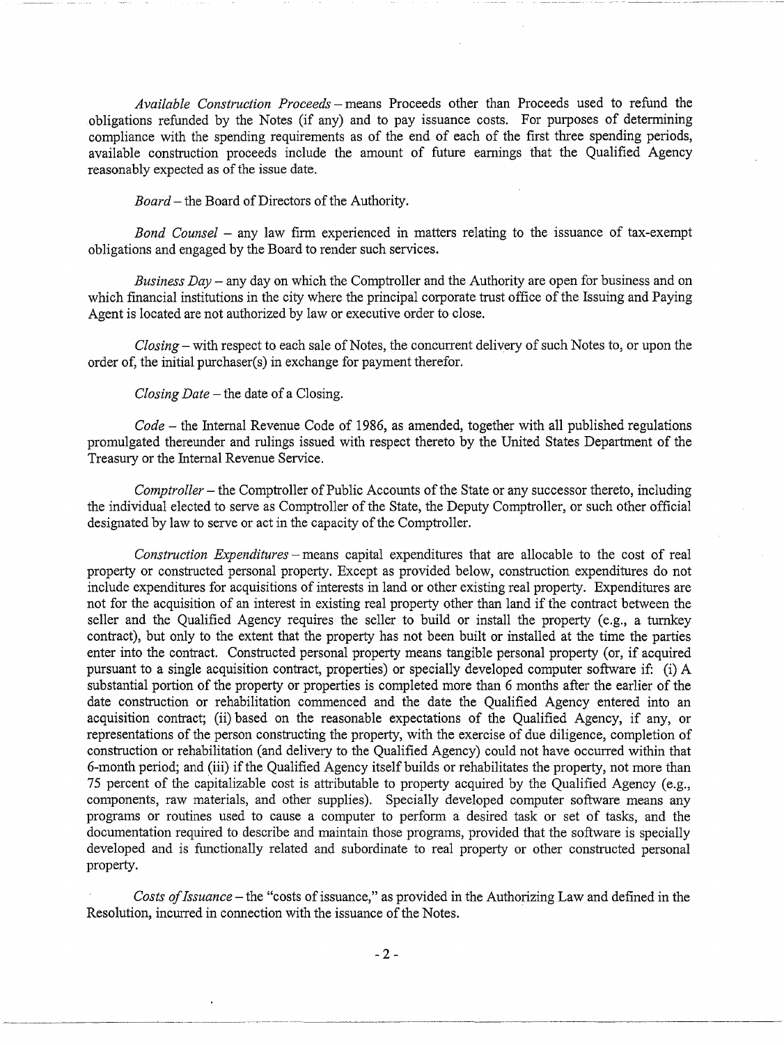*Available Construction Proceeds* – means Proceeds other than Proceeds used to refund the obligations refunded by the Notes (if any) and to pay issuance costs. For purposes of determining compliance with the spending requirements as of the end of each of the first three spending periods, available construction proceeds include the amount of future earnings that the Qualified Agency reasonably expected as of the issue date.

*Board* – the Board of Directors of the Authority.

*Bond Counsel* – any law firm experienced in matters relating to the issuance of tax-exempt obligations and engaged by the Board to render such services.

*Business Day* – any day on which the Comptroller and the Authority are open for business and on which financial institutions in the city where the principal corporate trust office of the Issuing and Paying Agent is located are not authorized by law or executive order to close.

*Closing* – with respect to each sale of Notes, the concurrent delivery of such Notes to, or upon the order of, the initial purchaser(s) in exchange for payment therefor.

*Closing Date* – the date of a Closing.

*Code* – the Internal Revenue Code of 1986, as amended, together with all published regulations promulgated thereunder and rulings issued with respect thereto by the United States Department of the Treasury or the Internal Revenue Service.

*Comptroller* – the Comptroller of Public Accounts of the State or any successor thereto, including the individual elected to serve as Comptroller of the State, the Deputy Comptroller, or such other official designated by law to serve or act in the capacity of the Comptroller.

*Construction Expenditures* – means capital expenditures that are allocable to the cost of real property or constructed personal property. Except as provided below, construction expenditures do not include expenditures for acquisitions of interests in land or other existing real property. Expenditures are not for the acquisition of an interest in existing real property other than land if the contract between the seller and the Qualified Agency requires the seller to build or install the property (e.g., a turnkey contract), but only to the extent that the property has not been built or installed at the time the parties enter into the contract. Constructed personal property means tangible personal property (or, if acquired pursuant to a single acquisition contract, properties) or specially developed computer software if: (i) A substantial portion of the property or properties is completed more than 6 months after the earlier of the date construction or rehabilitation commenced and the date the Qualified Agency entered into an acquisition contract; (ii) based on the reasonable expectations of the Qualified Agency, if any, or representations of the person constructing the property, with the exercise of due diligence, completion of construction or rehabilitation (and delivery to the Qualified Agency) could not have occurred within that 6-month period; and (iii) if the Qualified Agency itself builds or rehabilitates the property, not more than 75 percent of the capitalizable cost is attributable to property acquired by the Qualified Agency (e.g., components, raw materials, and other supplies). Specially developed computer software means any programs or routines used to cause a computer to perform a desired task or set of tasks, and the documentation required to describe and maintain those programs, provided that the software is specially developed and is functionally related and subordinate to real property or other constructed personal property.

*Costs of Issuance* – the "costs of issuance," as provided in the Authorizing Law and defined in the Resolution, incurred in connection with the issuance of the Notes.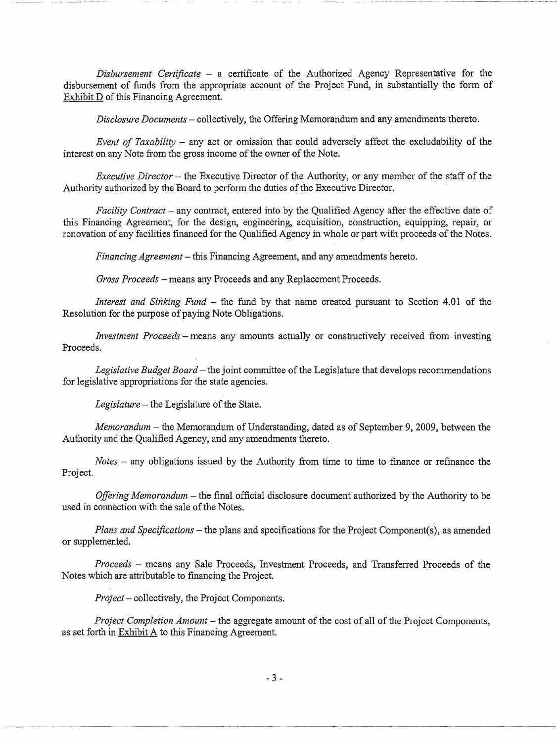*Disbursement Certificate* – a certificate of the Authorized Agency Representative for the disbursement of funds from the appropriate account of the Project Fund, in substantially the form of Exhibit D of this Financing Agreement.

*Disclosure Documents* – collectively, the Offering Memorandum and any amendments thereto.

*Event of Taxability* – any act or omission that could adversely affect the excludability of the interest on any Note from the gross income of the owner of the Note.

*Executive Director* – the Executive Director of the Authority, or any member of the staff of the Authority authorized by the Board to perform the duties of the Executive Director.

*Facility Contract* – any contract, entered into by the Qualified Agency after the effective date of this Financing Agreement, for the design, engineering, acquisition, construction, equipping, repair, or renovation of any facilities financed for the Qualified Agency in whole or part with proceeds of the Notes.

*Financing Agreement* – this Financing Agreement, and any amendments hereto.

*Gross Proceeds* – means any Proceeds and any Replacement Proceeds.

*Interest and Sinking Fund* – the fund by that name created pursuant to Section 4.01 of the Resolution for the purpose of paying Note Obligations.

*Investment Proceeds* – means any amounts actually or constructively received from investing Proceeds.

*Legislative Budget Board* – the joint committee of the Legislature that develops recommendations for legislative appropriations for the state agencies.

*Legislature* – the Legislature of the State.

*Memorandum* – the Memorandum of Understanding, dated as of September 9, 2009, between the Authority and the Qualified Agency, and any amendments thereto.

*Notes* – any obligations issued by the Authority from time to time to finance or refinance the Project.

*Offering Memorandum* – the final official disclosure document authorized by the Authority to be used in connection with the sale of the Notes.

*Plans and Specifications* – the plans and specifications for the Project Component(s), as amended or supplemented.

*Proceeds* – means any Sale Proceeds, Investment Proceeds, and Transferred Proceeds of the Notes which are attributable to financing the Project.

*Project* – collectively, the Project Components.

*Project Completion Amount* – the aggregate amount of the cost of all of the Project Components, as set forth in Exhibit A to this Financing Agreement.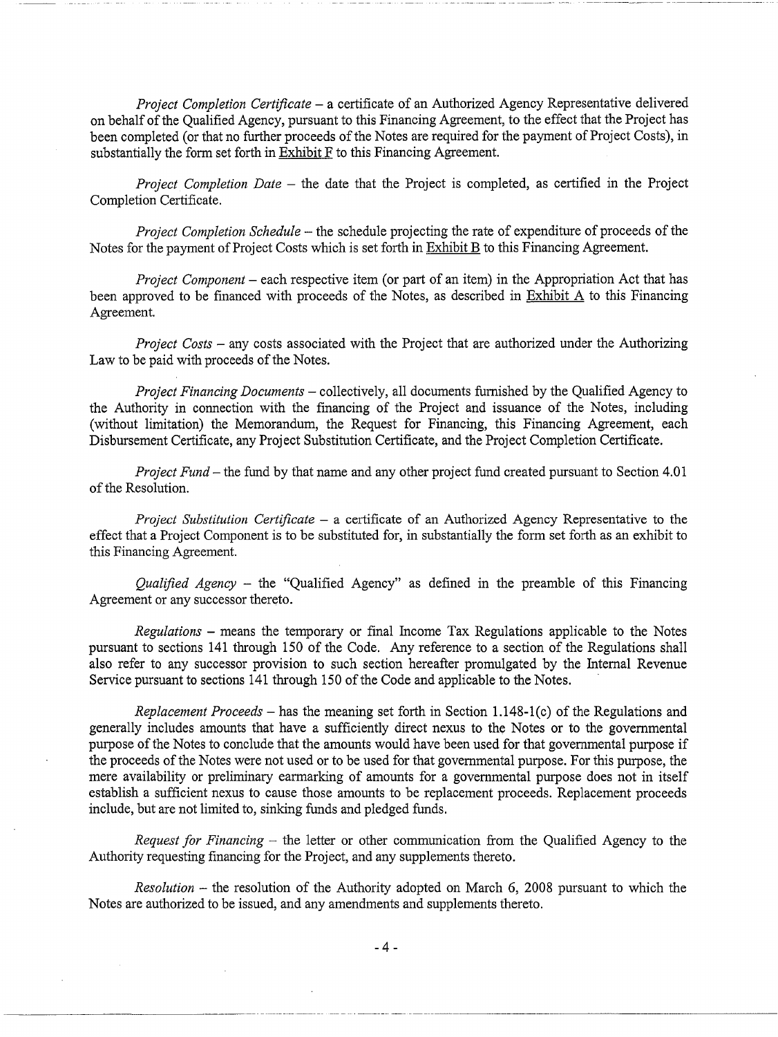*Project Completion Certificate* – a certificate of an Authorized Agency Representative delivered on behalf of the Qualified Agency, pursuant to this Financing Agreement, to the effect that the Project has been completed (or that no further proceeds of the Notes are required for the payment of Project Costs), in substantially the form set forth in Exhibit F to this Financing Agreement.

*Project Completion Date* – the date that the Project is completed, as certified in the Project Completion Certificate.

*Project Completion Schedule* – the schedule projecting the rate of expenditure of proceeds of the Notes for the payment of Project Costs which is set forth in Exhibit B to this Financing Agreement.

*Project Component* – each respective item (or part of an item) in the Appropriation Act that has been approved to be financed with proceeds of the Notes, as described in Exhibit A to this Financing Agreement.

*Project Costs* – any costs associated with the Project that are authorized under the Authorizing Law to be paid with proceeds of the Notes.

*Project Financing Documents* – collectively, all documents furnished by the Qualified Agency to the Authority in connection with the financing of the Project and issuance of the Notes, including (without limitation) the Memorandum, the Request for Financing, this Financing Agreement, each Disbursement Certificate, any Project Substitution Certificate, and the Project Completion Certificate.

*Project Fund* – the fund by that name and any other project fund created pursuant to Section 4.01 of the Resolution.

*Project Substitution Certificate* – a certificate of an Authorized Agency Representative to the effect that a Project Component is to be substituted for, in substantially the form set forth as an exhibit to this Financing Agreement.

*Qualified Agency* – the "Qualified Agency" as defined in the preamble of this Financing Agreement or any successor thereto.

*Regulations* – means the temporary or final Income Tax Regulations applicable to the Notes pursuant to sections 141 through 150 of the Code. Any reference to a section of the Regulations shall also refer to any successor provision to such section hereafter promulgated by the Internal Revenue Service pursuant to sections 141 through 150 of the Code and applicable to the Notes.

*Replacement Proceeds* – has the meaning set forth in Section 1.148-1(c) of the Regulations and generally includes amounts that have a sufficiently direct nexus to the Notes or to the governmental purpose of the Notes to conclude that the amounts would have been used for that governmental purpose if the proceeds of the Notes were not used or to be used for that governmental purpose. For this purpose, the mere availability or preliminary earmarking of amounts for a governmental purpose does not in itself establish a sufficient nexus to cause those amounts to be replacement proceeds. Replacement proceeds include, but are not limited to, sinking funds and pledged funds.

*Request for Financing* – the letter or other communication from the Qualified Agency to the Authority requesting financing for the Project, and any supplements thereto.

*Resolution* – the resolution of the Authority adopted on March 6, 2008 pursuant to which the Notes are authorized to be issued, and any amendments and supplements thereto.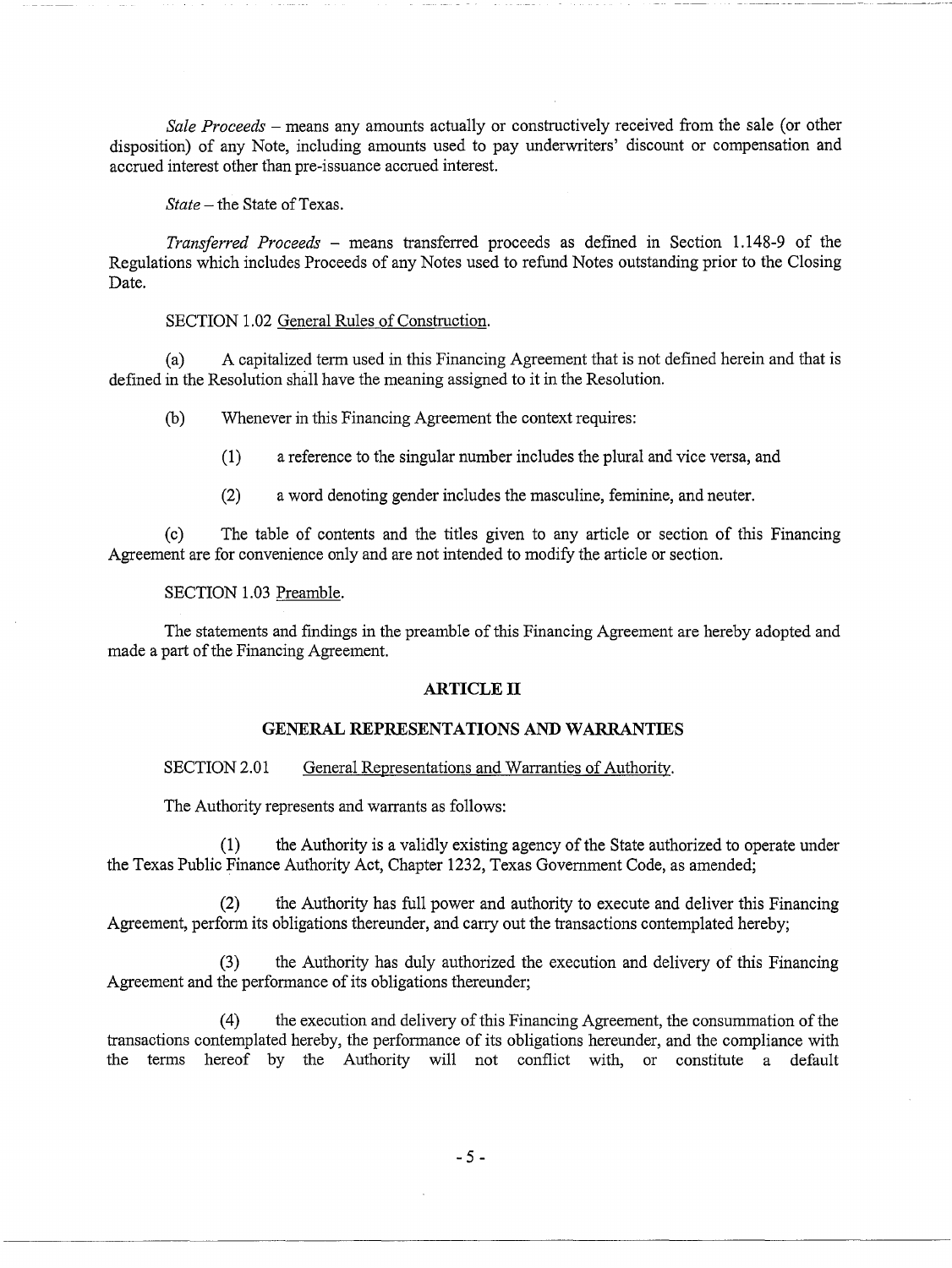*Sale Proceeds* – means any amounts actually or constructively received from the sale (or other disposition) of any Note, including amounts used to pay underwriters' discount or compensation and accrued interest other than pre-issuance accrued interest.

*State* – the State of Texas.

*Transferred Proceeds* – means transferred proceeds as defined in Section 1.148-9 of the Regulations which includes Proceeds of any Notes used to refund Notes outstanding prior to the Closing Date.

SECTION 1.02 General Rules of Construction.

(a) A capitalized term used in this Financing Agreement that is not defined herein and that is defined in the Resolution shall have the meaning assigned to it in the Resolution.

(b) Whenever in this Financing Agreement the context requires:

(1) a reference to the singular number includes the plural and vice versa, and

(2) a word denoting gender includes the masculine, feminine, and neuter.

(c) The table of contents and the titles given to any article or section of this Financing Agreement are for convenience only and are not intended to modify the article or section.

SECTION 1.03 Preamble.

The statements and findings in the preamble of this Financing Agreement are hereby adopted and made a part of the Financing Agreement.

## ARTICLE II

## GENERAL REPRESENTATIONS AND WARRANTIES

SECTION 2.01 General Representations and Warranties of Authority.

The Authority represents and warrants as follows:

(1) the Authority is a validly existing agency of the State authorized to operate under the Texas Public Finance Authority Act, Chapter 1232, Texas Government Code, as amended;

(2) the Authority has full power and authority to execute and deliver this Financing Agreement, perform its obligations thereunder, and carry out the transactions contemplated hereby;

(3) the Authority has duly authorized the execution and delivery of this Financing Agreement and the performance of its obligations thereunder;

(4) the execution and delivery of this Financing Agreement, the consummation of the transactions contemplated hereby, the performance of its obligations hereunder, and the compliance with the terms hereof by the Authority will not conflict with, or constitute a default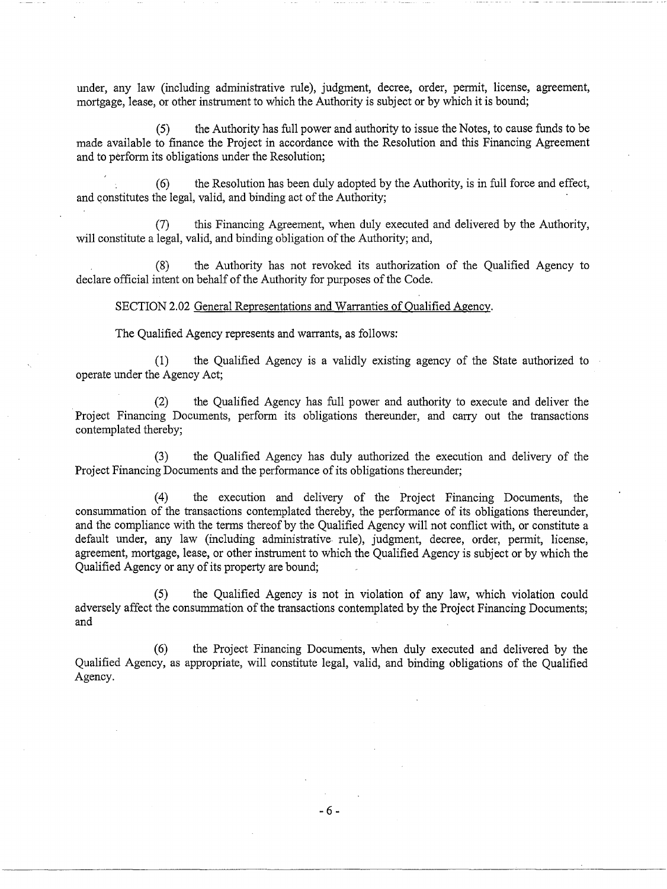under, any law (including administrative rule), judgment, decree, order, permit, license, agreement, mortgage, lease, or other instrument to which the Authority is subject or by which it is bound;

(5) the Authority has full power and authority to issue the Notes, to cause funds to be made available to finance the Project in accordance with the Resolution and this Financing Agreement and to perform its obligations under the Resolution;

(6) the Resolution has been duly adopted by the Authority, is in full force and effect, and constitutes the legal, valid, and binding act of the Authority;

(7) this Financing Agreement, when duly executed and delivered by the Authority, will constitute a legal, valid, and binding obligation of the Authority; and,

(8) the Authority has not revoked its authorization of the Qualified Agency to declare official intent on behalf of the Authority for purposes of the Code.

SECTION 2.02 General Representations and Warranties of Qualified Agency.

The Qualified Agency represents and warrants, as follows:

(1) the Qualified Agency is a validly existing agency of the State authorized to operate under the Agency Act;

(2) the Qualified Agency has full power and authority to execute and deliver the Project Financing Documents, perform its obligations thereunder, and carry out the transactions contemplated thereby;

(3) the Qualified Agency has duly authorized the execution and delivery of the Project Financing Documents and the performance of its obligations thereunder;

(4) the execution and delivery of the Project Financing Documents, the consummation of the transactions contemplated thereby, the performance of its obligations thereunder, and the compliance with the terms thereof by the Qualified Agency will not conflict with, or constitute a default under, any law (including administrative rule), judgment, decree, order, permit, license, agreement, mortgage, lease, or other instrument to which the Qualified Agency is subject or by which the Qualified Agency or any of its property are bound;

(5) the Qualified Agency is not in violation of any law, which violation could adversely affect the consummation of the transactions contemplated by the Project Financing Documents; and

(6) the Project Financing Documents, when duly executed and delivered by the Qualified Agency, as appropriate, will constitute legal, valid, and binding obligations of the Qualified Agency.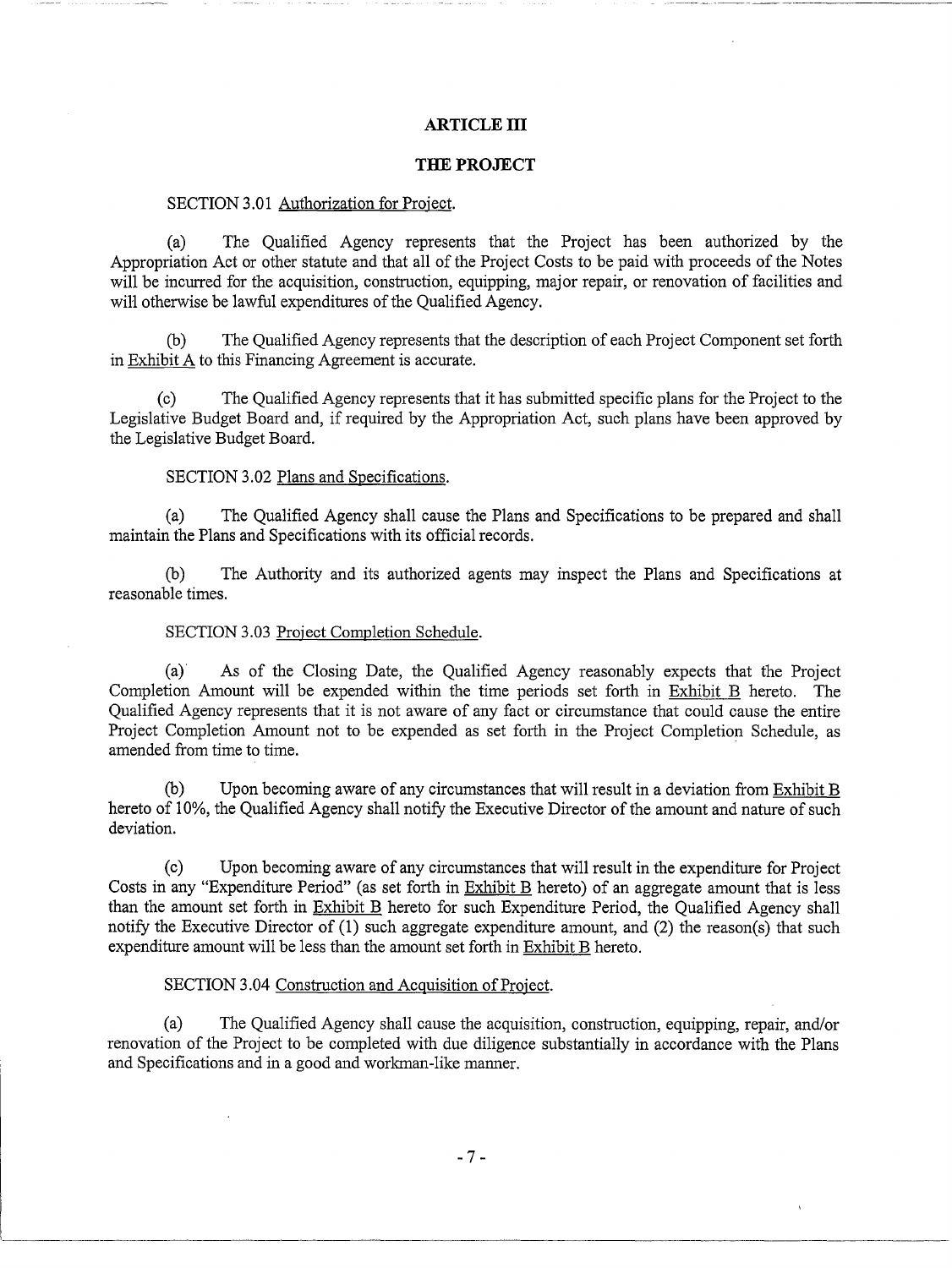## ARTICLE III

## THE PROJECT

SECTION 3.01 Authorization for Project.

(a) The Qualified Agency represents that the Project has been authorized by the Appropriation Act or other statute and that all of the Project Costs to be paid with proceeds of the Notes will be incurred for the acquisition, construction, equipping, major repair, or renovation of facilities and will otherwise be lawful expenditures of the Qualified Agency.

(b) The Qualified Agency represents that the description of each Project Component set forth in Exhibit A to this Financing Agreement is accurate.

(c) The Qualified Agency represents that it has submitted specific plans for the Project to the Legislative Budget Board and, if required by the Appropriation Act, such plans have been approved by the Legislative Budget Board.

SECTION 3.02 Plans and Specifications.

(a) The Qualified Agency shall cause the Plans and Specifications to be prepared and shall maintain the Plans and Specifications with its official records.

(b) The Authority and its authorized agents may inspect the Plans and Specifications at reasonable times.

SECTION 3.03 Project Completion Schedule.

(a) As of the Closing Date, the Qualified Agency reasonably expects that the Project Completion Amount will be expended within the time periods set forth in Exhibit B hereto. The Qualified Agency represents that it is not aware of any fact or circumstance that could cause the entire Project Completion Amount not to be expended as set forth in the Project Completion Schedule, as amended from time to time.

(b) Upon becoming aware of any circumstances that will result in a deviation from Exhibit B hereto of 10%, the Qualified Agency shall notify the Executive Director of the amount and nature of such deviation.

(c) Upon becoming aware of any circumstances that will result in the expenditure for Project Costs in any "Expenditure Period" (as set forth in Exhibit B hereto) of an aggregate amount that is less than the amount set forth in Exhibit B hereto for such Expenditure Period, the Qualified Agency shall notify the Executive Director of (1) such aggregate expenditure amount, and (2) the reason(s) that such expenditure amount will be less than the amount set forth in Exhibit B hereto.

SECTION 3.04 Construction and Acquisition of Project.

(a) The Qualified Agency shall cause the acquisition, construction, equipping, repair, and/or renovation of the Project to be completed with due diligence substantially in accordance with the Plans and Specifications and in a good and workman-like manner.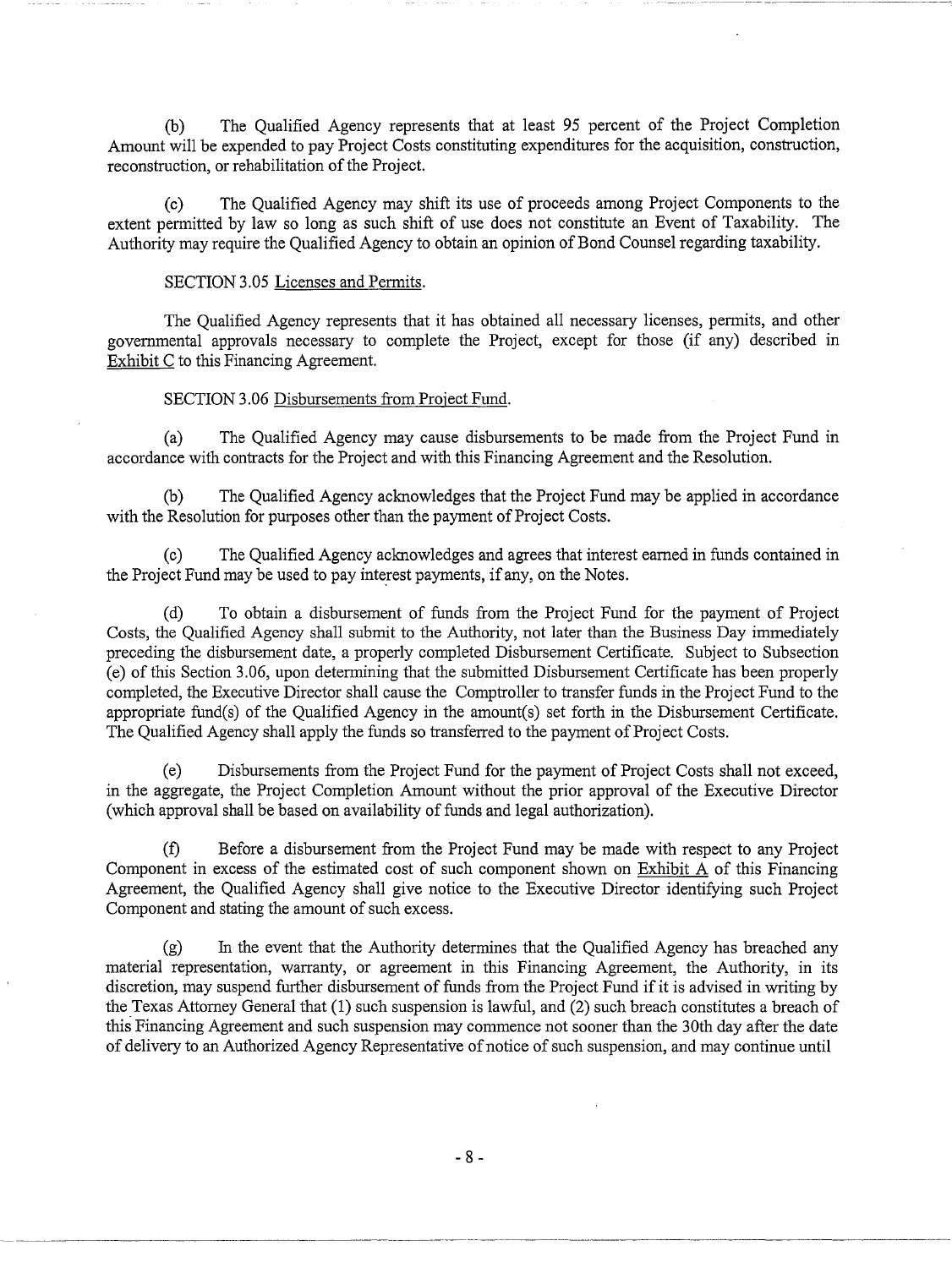(b) The Qualified Agency represents that at least 95 percent of the Project Completion Amount will be expended to pay Project Costs constituting expenditures for the acquisition, construction, reconstruction, or rehabilitation of the Project.

(c) The Qualified Agency may shift its use of proceeds among Project Components to the extent permitted by law so long as such shift of use does not constitute an Event of Taxability. The Authority may require the Qualified Agency to obtain an opinion of Bond Counsel regarding taxability.

SECTION 3.05 Licenses and Permits.

The Qualified Agency represents that it has obtained all necessary licenses, permits, and other governmental approvals necessary to complete the Project, except for those (if any) described in Exhibit C to this Financing Agreement.

SECTION 3.06 Disbursements from Project Fund.

(a) The Qualified Agency may cause disbursements to be made from the Project Fund in accordance with contracts for the Project and with this Financing Agreement and the Resolution.

(b) The Qualified Agency acknowledges that the Project Fund may be applied in accordance with the Resolution for purposes other than the payment of Project Costs.

(c) The Qualified Agency acknowledges and agrees that interest earned in funds contained in the Project Fund may be used to pay interest payments, if any, on the Notes.

(d) To obtain a disbursement of funds from the Project Fund for the payment of Project Costs, the Qualified Agency shall submit to the Authority, not later than the Business Day immediately preceding the disbursement date, a properly completed Disbursement Certificate. Subject to Subsection (e) of this Section 3.06, upon determining that the submitted Disbursement Certificate has been properly completed, the Executive Director shall cause the Comptroller to transfer funds in the Project Fund to the appropriate fund(s) of the Qualified Agency in the amount(s) set forth in the Disbursement Certificate. The Qualified Agency shall apply the funds so transferred to the payment of Project Costs.

(e) Disbursements from the Project Fund for the payment of Project Costs shall not exceed, in the aggregate, the Project Completion Amount without the prior approval of the Executive Director (which approval shall be based on availability of funds and legal authorization).

(f) Before a disbursement from the Project Fund may be made with respect to any Project Component in excess of the estimated cost of such component shown on Exhibit A of this Financing Agreement, the Qualified Agency shall give notice to the Executive Director identifying such Project Component and stating the amount of such excess.

(g) In the event that the Authority determines that the Qualified Agency has breached any material representation, warranty, or agreement in this Financing Agreement, the Authority, in its discretion, may suspend further disbursement of funds from the Project Fund if it is advised in writing by the Texas Attorney General that (1) such suspension is lawful, and (2) such breach constitutes a breach of this Financing Agreement and such suspension may commence not sooner than the 30th day after the date of delivery to an Authorized Agency Representative of notice of such suspension, and may continue until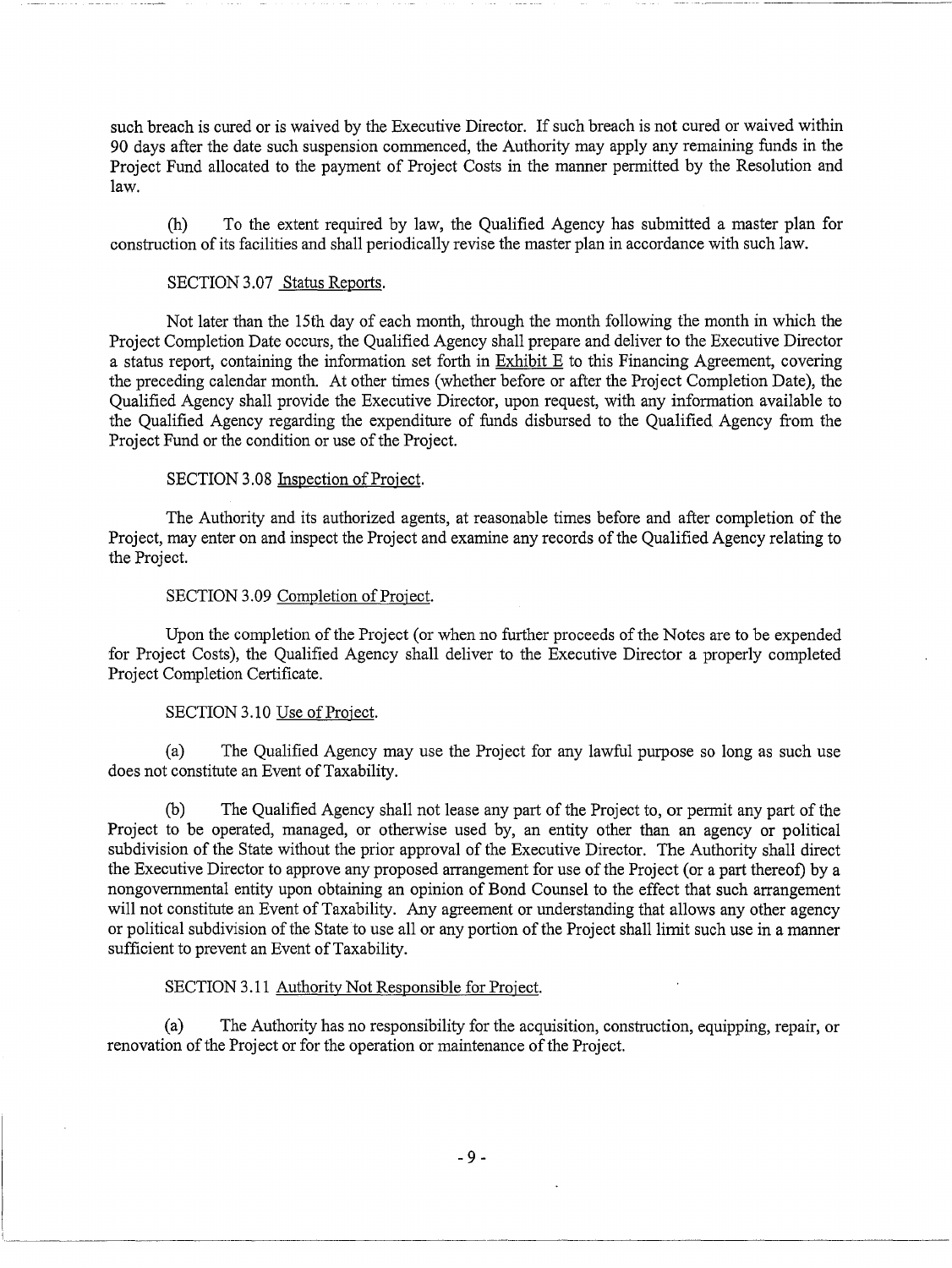such breach is cured or is waived by the Executive Director. If such breach is not cured or waived within 90 days after the date such suspension commenced, the Authority may apply any remaining funds in the Project Fund allocated to the payment of Project Costs in the manner permitted by the Resolution and law.

(h) To the extent required by law, the Qualified Agency has submitted a master plan for construction of its facilities and shall periodically revise the master plan in accordance with such law.

SECTION 3.07 Status Reports.

Not later than the 15th day of each month, through the month following the month in which the Project Completion Date occurs, the Qualified Agency shall prepare and deliver to the Executive Director a status report, containing the information set forth in Exhibit E to this Financing Agreement, covering the preceding calendar month. At other times (whether before or after the Project Completion Date), the Qualified Agency shall provide the Executive Director, upon request, with any information available to the Qualified Agency regarding the expenditure of funds disbursed to the Qualified Agency from the Project Fund or the condition or use of the Project.

SECTION 3.08 Inspection of Project.

The Authority and its authorized agents, at reasonable times before and after completion of the Project, may enter on and inspect the Project and examine any records of the Qualified Agency relating to the Project.

SECTION 3.09 Completion of Project.

Upon the completion of the Project (or when no further proceeds of the Notes are to be expended for Project Costs), the Qualified Agency shall deliver to the Executive Director a properly completed Project Completion Certificate.

SECTION 3.10 Use of Project.

(a) The Qualified Agency may use the Project for any lawful purpose so long as such use does not constitute an Event of Taxability.

(b) The Qualified Agency shall not lease any part of the Project to, or permit any part of the Project to be operated, managed, or otherwise used by, an entity other than an agency or political subdivision of the State without the prior approval of the Executive Director. The Authority shall direct the Executive Director to approve any proposed arrangement for use of the Project (or a part thereof) by a nongovernmental entity upon obtaining an opinion of Bond Counsel to the effect that such arrangement will not constitute an Event of Taxability. Any agreement or understanding that allows any other agency or political subdivision of the State to use all or any portion of the Project shall limit such use in a manner sufficient to prevent an Event of Taxability.

SECTION 3.11 Authority Not Responsible for Project.

(a) The Authority has no responsibility for the acquisition, construction, equipping, repair, or renovation of the Project or for the operation or maintenance of the Project.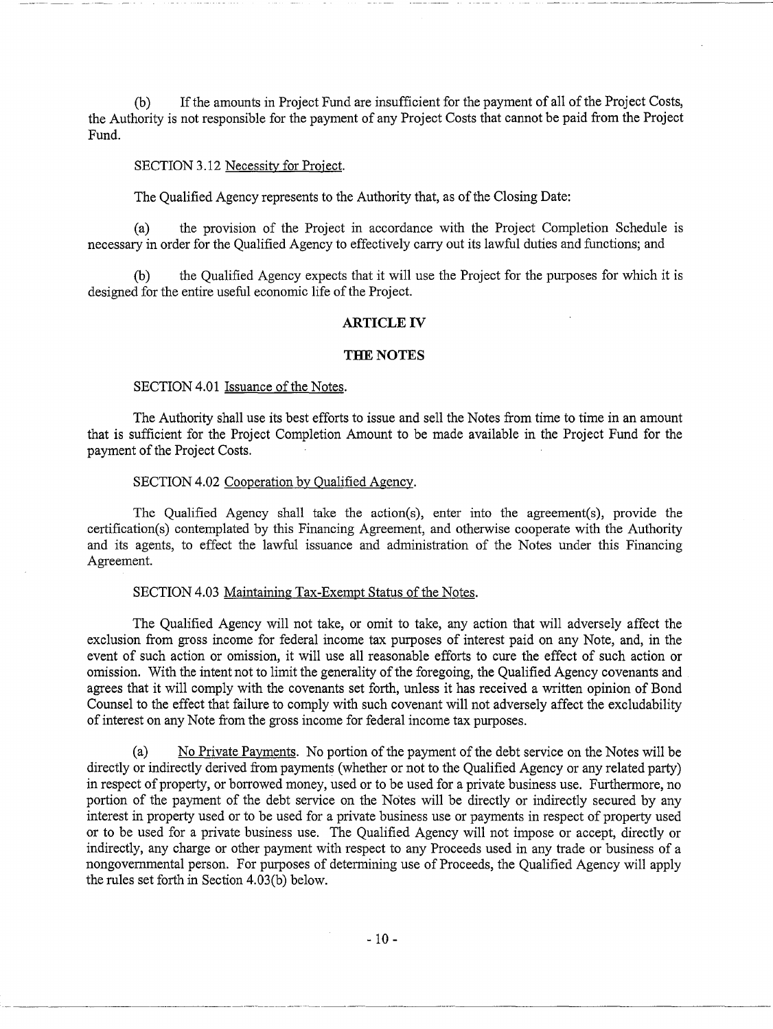(b) If the amounts in Project Fund are insufficient for the payment of all of the Project Costs, the Authority is not responsible for the payment of any Project Costs that cannot be paid from the Project Fund.

SECTION 3.12 Necessity for Project.

The Qualified Agency represents to the Authority that, as of the Closing Date:

(a) the provision of the Project in accordance with the Project Completion Schedule is necessary in order for the Qualified Agency to effectively carry out its lawful duties and functions; and

(b) the Qualified Agency expects that it will use the Project for the purposes for which it is designed for the entire useful economic life of the Project.

## ARTICLE IV

## THE NOTES

SECTION 4.01 Issuance of the Notes.

The Authority shall use its best efforts to issue and sell the Notes from time to time in an amount that is sufficient for the Project Completion Amount to be made available in the Project Fund for the payment of the Project Costs.

SECTION 4.02 Cooperation by Qualified Agency.

The Qualified Agency shall take the action(s), enter into the agreement(s), provide the certification(s) contemplated by this Financing Agreement, and otherwise cooperate with the Authority and its agents, to effect the lawful issuance and administration of the Notes under this Financing Agreement.

SECTION 4.03 Maintaining Tax-Exempt Status of the Notes.

The Qualified Agency will not take, or omit to take, any action that will adversely affect the exclusion from gross income for federal income tax purposes of interest paid on any Note, and, in the event of such action or omission, it will use all reasonable efforts to cure the effect of such action or omission. With the intent not to limit the generality of the foregoing, the Qualified Agency covenants and agrees that it will comply with the covenants set forth, unless it has received a written opinion of Bond Counsel to the effect that failure to comply with such covenant will not adversely affect the excludability of interest on any Note from the gross income for federal income tax purposes.

(a) No Private Payments. No portion of the payment of the debt service on the Notes will be directly or indirectly derived from payments (whether or not to the Qualified Agency or any related party) in respect of property, or borrowed money, used or to be used for a private business use. Furthermore, no portion of the payment of the debt service on the Notes will be directly or indirectly secured by any interest in property used or to be used for a private business use or payments in respect of property used or to be used for a private business use. The Qualified Agency will not impose or accept, directly or indirectly, any charge or other payment with respect to any Proceeds used in any trade or business of a nongovernmental person. For purposes of determining use of Proceeds, the Qualified Agency will apply the rules set forth in Section 4.03(b) below.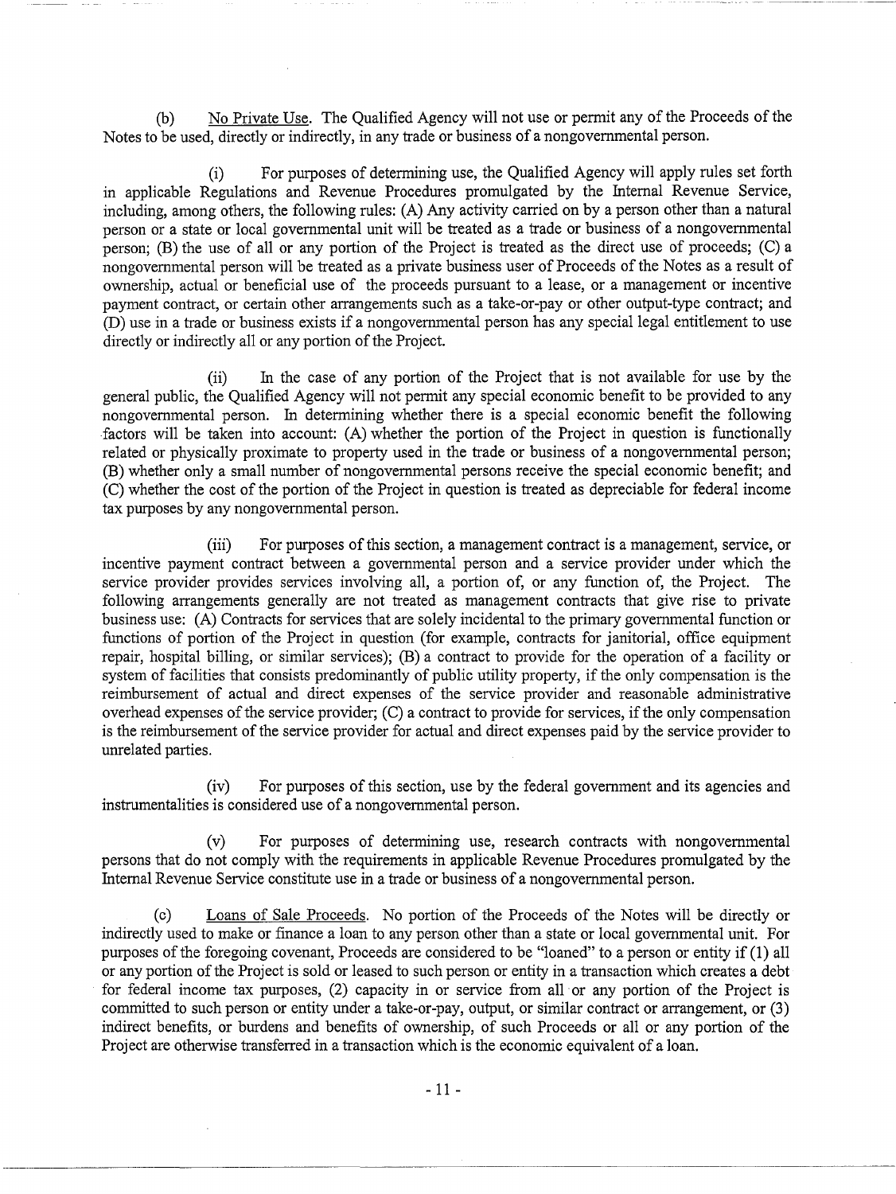(b) <u>No Private Use</u>. The Qualified Agency will not use or permit any of the Proceeds of the Notes to be used, directly or indirectly, in any trade or business of a nongovernmental person.

(i) For purposes of determining use, the Qualified Agency will apply rules set forth in applicable Regulations and Revenue Procedures promulgated by the Internal Revenue Service, including, among others, the following rules: (A) Any activity carried on by a person other than a natural person or a state or local governmental unit will be treated as a trade or business of a nongovernmental person; (B) the use of all or any portion of the Project is treated as the direct use of proceeds; (C) a nongovernmental person will be treated as a private business user of Proceeds of the Notes as a result of ownership, actual or beneficial use of the proceeds pursuant to a lease, or a management or incentive payment contract, or certain other arrangements such as a take-or-pay or other output-type contract; and (D) use in a trade or business exists if a nongovernmental person has any special legal entitlement to use directly or indirectly all or any portion of the Project.

(ii) In the case of any portion of the Project that is not available for use by the general public, the Qualified Agency will not permit any special economic benefit to be provided to any nongovernmental person. In determining whether there is a special economic benefit the following factors will be taken into account: (A) whether the portion of the Project in question is functionally related or physically proximate to property used in the trade or business of a nongovernmental person; (B) whether only a small number of nongovernmental persons receive the special economic benefit; and (C) whether the cost of the portion of the Project in question is treated as depreciable for federal income tax purposes by any nongovernmental person.

(iii) For purposes of this section, a management contract is a management, service, or incentive payment contract between a governmental person and a service provider under which the service provider provides services involving all, a portion of, or any function of, the Project. The following arrangements generally are not treated as management contracts that give rise to private business use: (A) Contracts for services that are solely incidental to the primary governmental function or functions of portion of the Project in question (for example, contracts for janitorial, office equipment repair, hospital billing, or similar services); (B) a contract to provide for the operation of a facility or system of facilities that consists predominantly of public utility property, if the only compensation is the reimbursement of actual and direct expenses of the service provider and reasonable administrative overhead expenses of the service provider; (C) a contract to provide for services, if the only compensation is the reimbursement of the service provider for actual and direct expenses paid by the service provider to unrelated parties.

(iv) For purposes of this section, use by the federal government and its agencies and instrumentalities is considered use of a nongovernmental person.

(v) For purposes of determining use, research contracts with nongovernmental persons that do not comply with the requirements in applicable Revenue Procedures promulgated by the Internal Revenue Service constitute use in a trade or business of a nongovernmental person.

(c) <u>Loans of Sale Proceeds</u>. No portion of the Proceeds of the Notes will be directly or indirectly used to make or finance a loan to any person other than a state or local governmental unit. For purposes of the foregoing covenant, Proceeds are considered to be "loaned" to a person or entity if (1) all or any portion of the Project is sold or leased to such person or entity in a transaction which creates a debt for federal income tax purposes, (2) capacity in or service from all or any portion of the Project is committed to such person or entity under a take-or-pay, output, or similar contract or arrangement, or (3) indirect benefits, or burdens and benefits of ownership, of such Proceeds or all or any portion of the Project are otherwise transferred in a transaction which is the economic equivalent of a loan.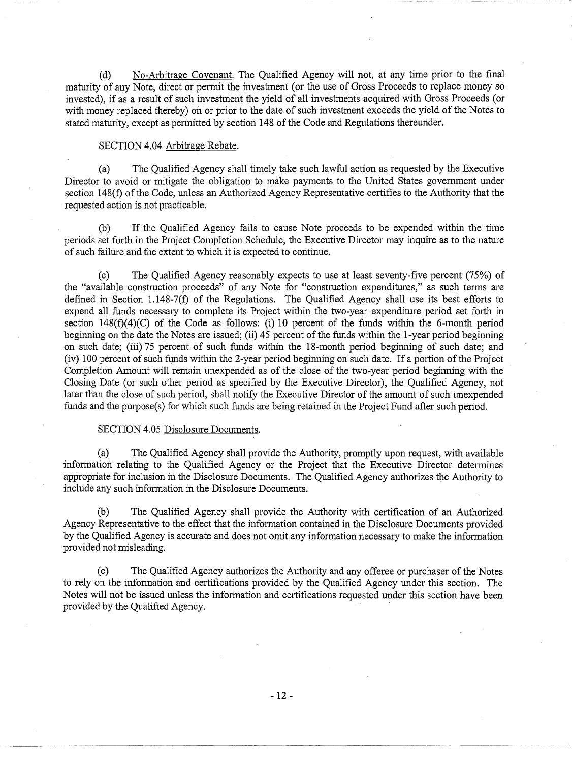(d) No-Arbitrage Covenant. The Qualified Agency will not, at any time prior to the final maturity of any Note, direct or permit the investment (or the use of Gross Proceeds to replace money so invested), if as a result of such investment the yield of all investments acquired with Gross Proceeds (or with money replaced thereby) on or prior to the date of such investment exceeds the yield of the Notes to stated maturity, except as permitted by section 148 of the Code and Regulations thereunder.

SECTION 4.04 Arbitrage Rebate.

(a) The Qualified Agency shall timely take such lawful action as requested by the Executive Director to avoid or mitigate the obligation to make payments to the United States government under section 148(f) of the Code, unless an Authorized Agency Representative certifies to the Authority that the requested action is not practicable.

(b) If the Qualified Agency fails to cause Note proceeds to be expended within the time periods set forth in the Project Completion Schedule, the Executive Director may inquire as to the nature of such failure and the extent to which it is expected to continue.

(c) The Qualified Agency reasonably expects to use at least seventy-five percent (75%) of the "available construction proceeds" of any Note for "construction expenditures," as such terms are defined in Section 1.148-7(f) of the Regulations. The Qualified Agency shall use its best efforts to expend all funds necessary to complete its Project within the two-year expenditure period set forth in section 148(f)(4)(C) of the Code as follows: (i) 10 percent of the funds within the 6-month period beginning on the date the Notes are issued; (ii) 45 percent of the funds within the 1-year period beginning on such date; (iii) 75 percent of such funds within the 18-month period beginning of such date; and (iv) 100 percent of such funds within the 2-year period beginning on such date. If a portion of the Project Completion Amount will remain unexpended as of the close of the two-year period beginning with the Closing Date (or such other period as specified by the Executive Director), the Qualified Agency, not later than the close of such period, shall notify the Executive Director of the amount of such unexpended funds and the purpose(s) for which such funds are being retained in the Project Fund after such period.

SECTION 4.05 Disclosure Documents.

(a) The Qualified Agency shall provide the Authority, promptly upon request, with available information relating to the Qualified Agency or the Project that the Executive Director determines appropriate for inclusion in the Disclosure Documents. The Qualified Agency authorizes the Authority to include any such information in the Disclosure Documents.

(b) The Qualified Agency shall provide the Authority with certification of an Authorized Agency Representative to the effect that the information contained in the Disclosure Documents provided by the Qualified Agency is accurate and does not omit any information necessary to make the information provided not misleading.

(c) The Qualified Agency authorizes the Authority and any offeree or purchaser of the Notes to rely on the information and certifications provided by the Qualified Agency under this section. The Notes will not be issued unless the information and certifications requested under this section have been provided by the Qualified Agency.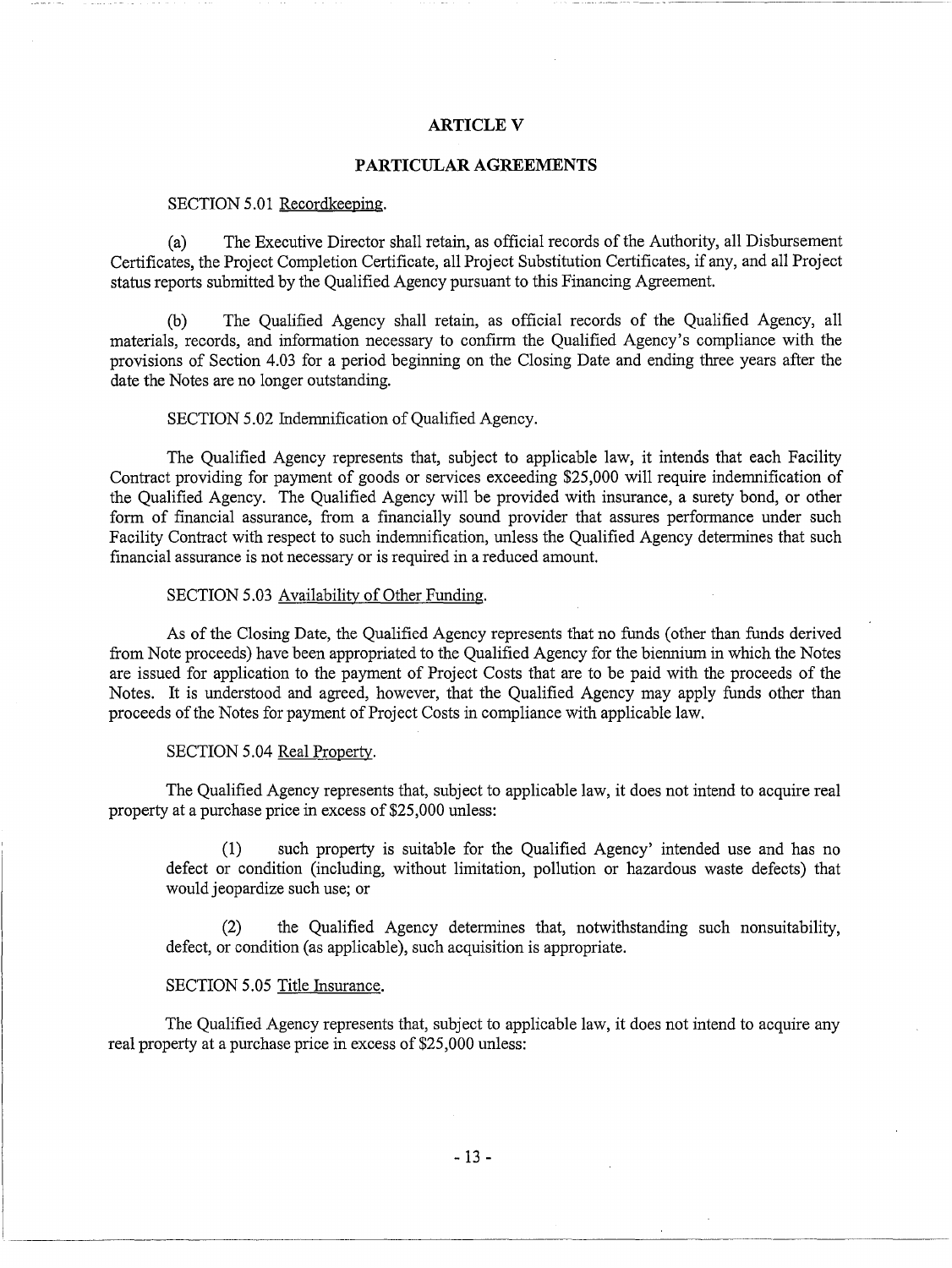## ARTICLE V

## PARTICULAR AGREEMENTS

SECTION 5.01 Recordkeeping.

(a) The Executive Director shall retain, as official records of the Authority, all Disbursement Certificates, the Project Completion Certificate, all Project Substitution Certificates, if any, and all Project status reports submitted by the Qualified Agency pursuant to this Financing Agreement.

(b) The Qualified Agency shall retain, as official records of the Qualified Agency, all materials, records, and information necessary to confirm the Qualified Agency's compliance with the provisions of Section 4.03 for a period beginning on the Closing Date and ending three years after the date the Notes are no longer outstanding.

SECTION 5.02 Indemnification of Qualified Agency.

The Qualified Agency represents that, subject to applicable law, it intends that each Facility Contract providing for payment of goods or services exceeding $25,000 will require indemnification of the Qualified Agency. The Qualified Agency will be provided with insurance, a surety bond, or other form of financial assurance, from a financially sound provider that assures performance under such Facility Contract with respect to such indemnification, unless the Qualified Agency determines that such financial assurance is not necessary or is required in a reduced amount.

SECTION 5.03 Availability of Other Funding.

As of the Closing Date, the Qualified Agency represents that no funds (other than funds derived from Note proceeds) have been appropriated to the Qualified Agency for the biennium in which the Notes are issued for application to the payment of Project Costs that are to be paid with the proceeds of the Notes. It is understood and agreed, however, that the Qualified Agency may apply funds other than proceeds of the Notes for payment of Project Costs in compliance with applicable law.

SECTION 5.04 Real Property.

The Qualified Agency represents that, subject to applicable law, it does not intend to acquire real property at a purchase price in excess of $25,000 unless:

(1) such property is suitable for the Qualified Agency' intended use and has no defect or condition (including, without limitation, pollution or hazardous waste defects) that would jeopardize such use; or

(2) the Qualified Agency determines that, notwithstanding such nonsuitability, defect, or condition (as applicable), such acquisition is appropriate.

SECTION 5.05 Title Insurance.

The Qualified Agency represents that, subject to applicable law, it does not intend to acquire any real property at a purchase price in excess of $25,000 unless: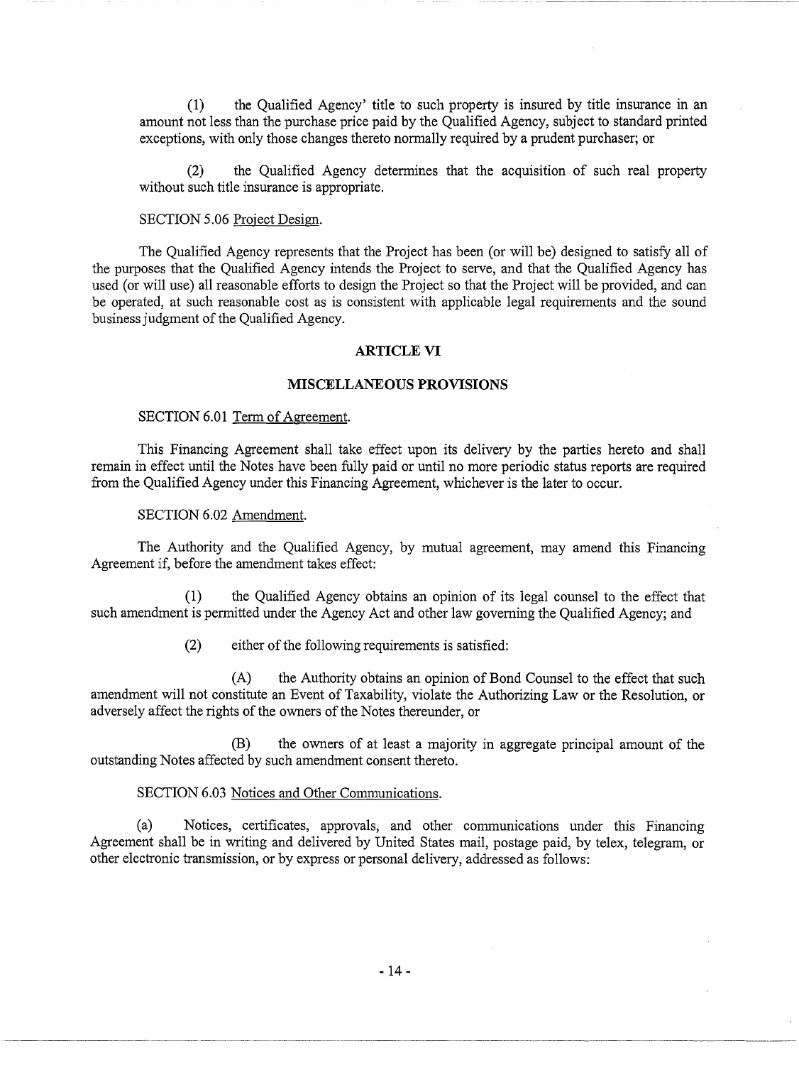(1) the Qualified Agency' title to such property is insured by title insurance in an amount not less than the purchase price paid by the Qualified Agency, subject to standard printed exceptions, with only those changes thereto normally required by a prudent purchaser; or

(2) the Qualified Agency determines that the acquisition of such real property without such title insurance is appropriate.

SECTION 5.06 Project Design.

The Qualified Agency represents that the Project has been (or will be) designed to satisfy all of the purposes that the Qualified Agency intends the Project to serve, and that the Qualified Agency has used (or will use) all reasonable efforts to design the Project so that the Project will be provided, and can be operated, at such reasonable cost as is consistent with applicable legal requirements and the sound business judgment of the Qualified Agency.

## ARTICLE VI

## MISCELLANEOUS PROVISIONS

SECTION 6.01 Term of Agreement.

This Financing Agreement shall take effect upon its delivery by the parties hereto and shall remain in effect until the Notes have been fully paid or until no more periodic status reports are required from the Qualified Agency under this Financing Agreement, whichever is the later to occur.

SECTION 6.02 Amendment.

The Authority and the Qualified Agency, by mutual agreement, may amend this Financing Agreement if, before the amendment takes effect:

(1) the Qualified Agency obtains an opinion of its legal counsel to the effect that such amendment is permitted under the Agency Act and other law governing the Qualified Agency; and

(2) either of the following requirements is satisfied:

(A) the Authority obtains an opinion of Bond Counsel to the effect that such amendment will not constitute an Event of Taxability, violate the Authorizing Law or the Resolution, or adversely affect the rights of the owners of the Notes thereunder, or

(B) the owners of at least a majority in aggregate principal amount of the outstanding Notes affected by such amendment consent thereto.

SECTION 6.03 Notices and Other Communications.

(a) Notices, certificates, approvals, and other communications under this Financing Agreement shall be in writing and delivered by United States mail, postage paid, by telex, telegram, or other electronic transmission, or by express or personal delivery, addressed as follows: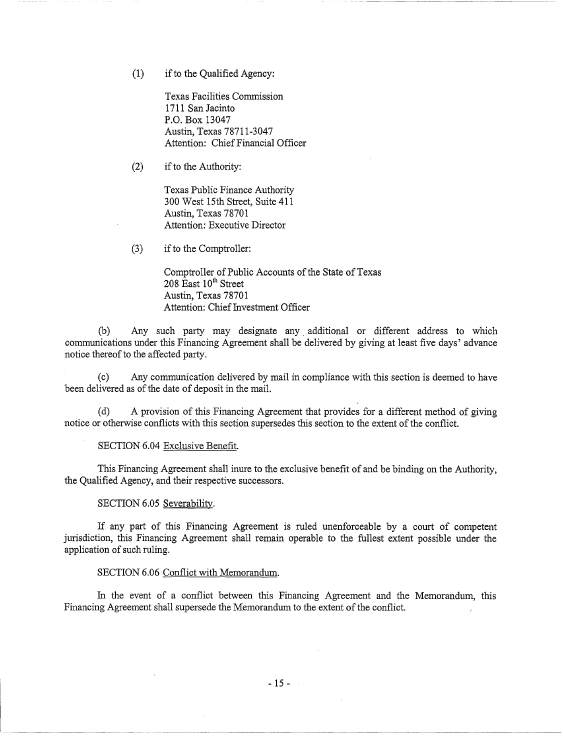(1) if to the Qualified Agency:

Texas Facilities Commission
1711 San Jacinto
P.O. Box 13047
Austin, Texas 78711-3047
Attention: Chief Financial Officer

(2) if to the Authority:

Texas Public Finance Authority
300 West 15th Street, Suite 411
Austin, Texas 78701
Attention: Executive Director

(3) if to the Comptroller:

Comptroller of Public Accounts of the State of Texas
208 East 10th Street
Austin, Texas 78701
Attention: Chief Investment Officer

(b) Any such party may designate any additional or different address to which communications under this Financing Agreement shall be delivered by giving at least five days' advance notice thereof to the affected party.

(c) Any communication delivered by mail in compliance with this section is deemed to have been delivered as of the date of deposit in the mail.

(d) A provision of this Financing Agreement that provides for a different method of giving notice or otherwise conflicts with this section supersedes this section to the extent of the conflict.

SECTION 6.04 Exclusive Benefit.

This Financing Agreement shall inure to the exclusive benefit of and be binding on the Authority, the Qualified Agency, and their respective successors.

SECTION 6.05 Severability.

If any part of this Financing Agreement is ruled unenforceable by a court of competent jurisdiction, this Financing Agreement shall remain operable to the fullest extent possible under the application of such ruling.

SECTION 6.06 Conflict with Memorandum.

In the event of a conflict between this Financing Agreement and the Memorandum, this Financing Agreement shall supersede the Memorandum to the extent of the conflict.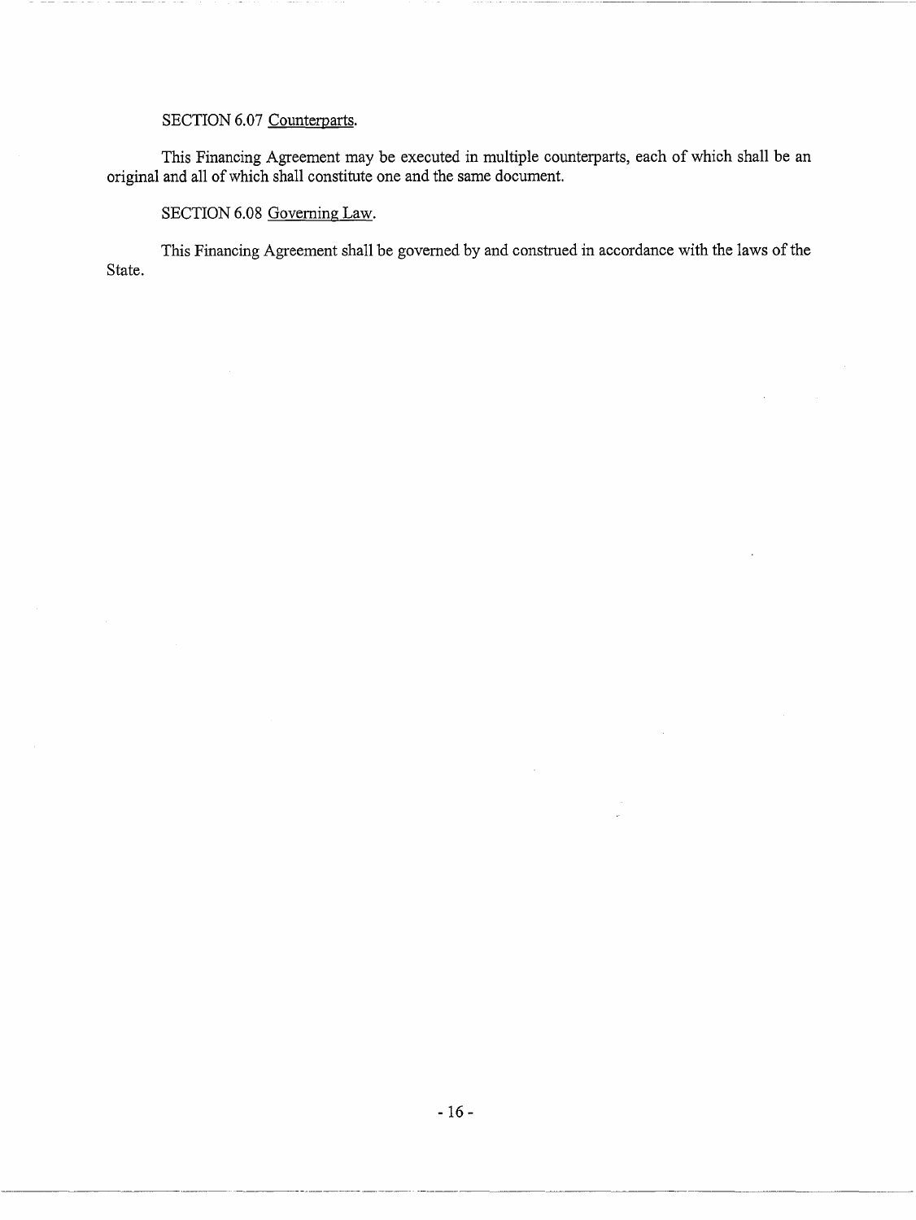SECTION 6.07 Counterparts.

This Financing Agreement may be executed in multiple counterparts, each of which shall be an original and all of which shall constitute one and the same document.

SECTION 6.08 Governing Law.

This Financing Agreement shall be governed by and construed in accordance with the laws of the State.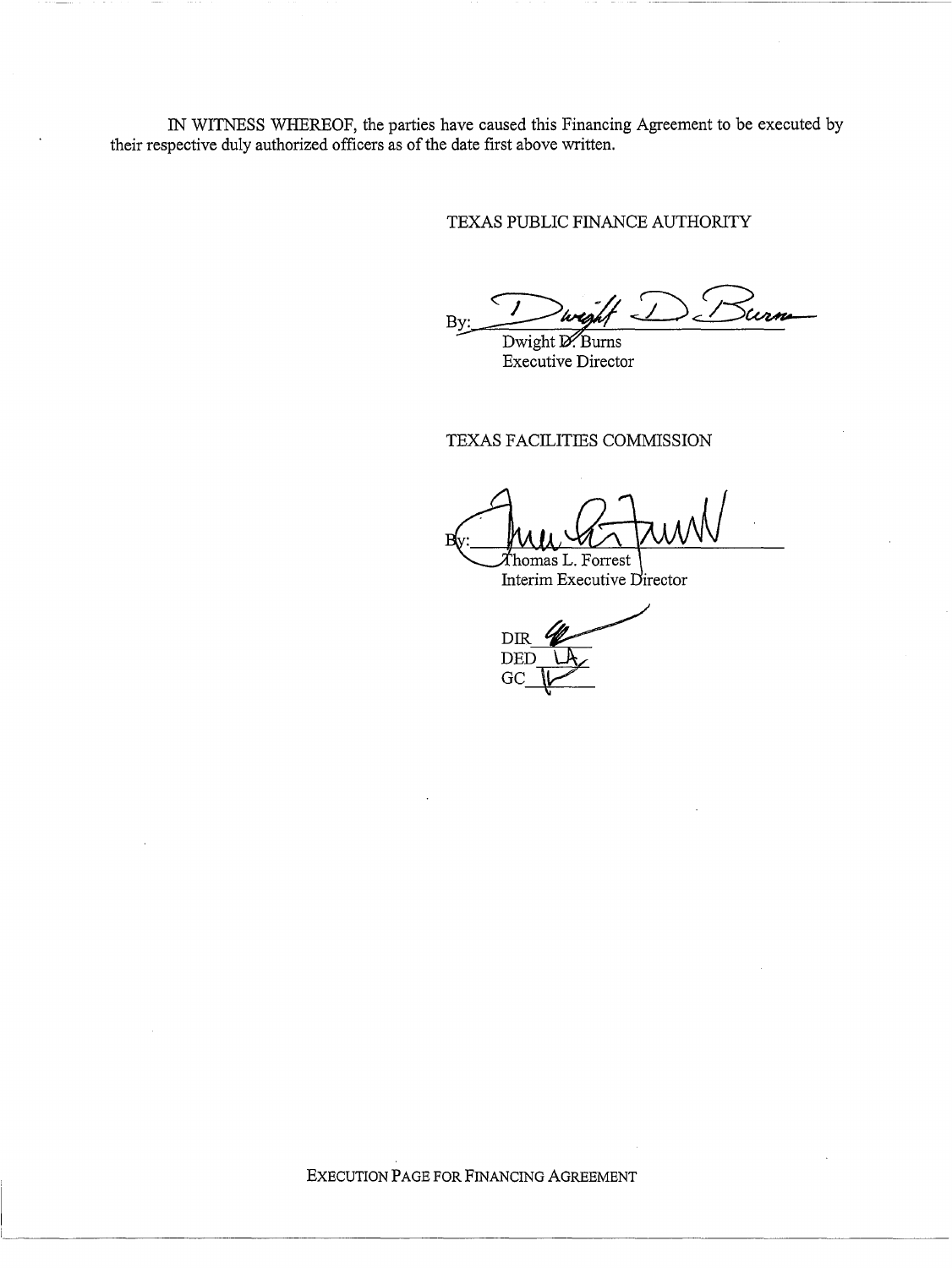IN WITNESS WHEREOF, the parties have caused this Financing Agreement to be executed by their respective duly authorized officers as of the date first above written.

TEXAS PUBLIC FINANCE AUTHORITY

By: ______________________________
Dwight D. Burns
Executive Director

TEXAS FACILITIES COMMISSION

By: ______________________________
Thomas L. Forrest
Interim Executive Director

DIR ______
DED ______
GC ______

EXECUTION PAGE FOR FINANCING AGREEMENT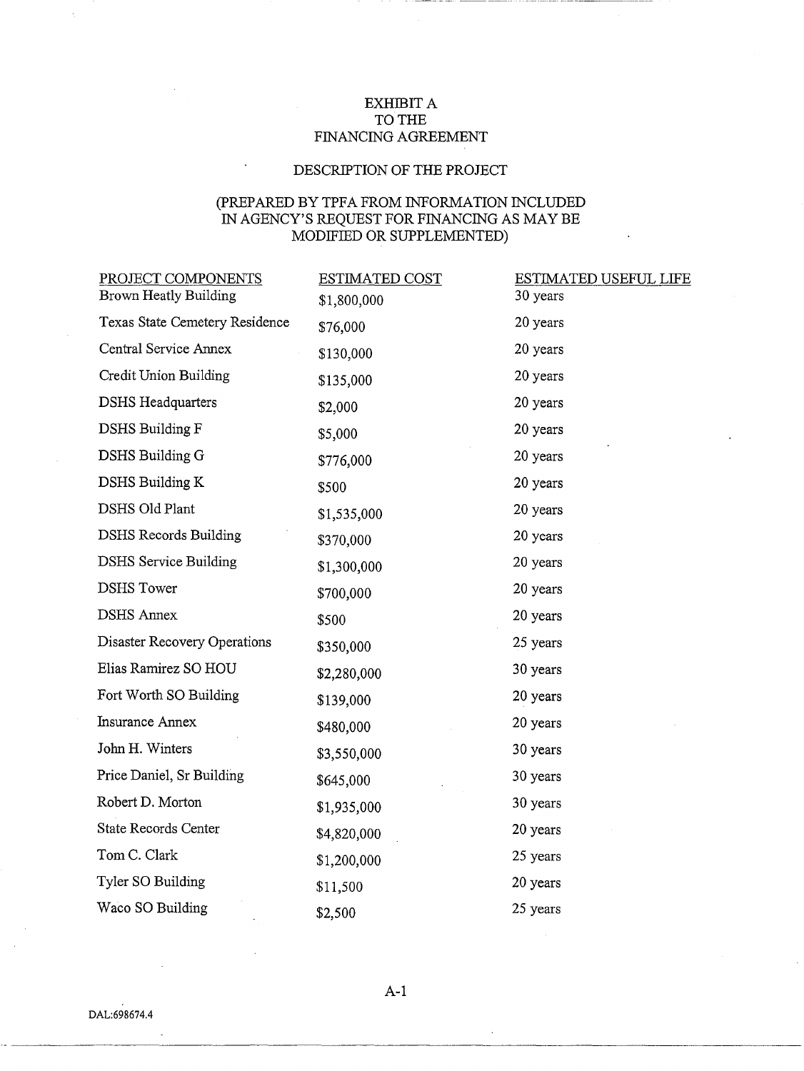# EXHIBIT A
# TO THE
# FINANCING AGREEMENT

## DESCRIPTION OF THE PROJECT

(PREPARED BY TPFA FROM INFORMATION INCLUDED IN AGENCY'S REQUEST FOR FINANCING AS MAY BE MODIFIED OR SUPPLEMENTED)

| PROJECT COMPONENTS | ESTIMATED COST | ESTIMATED USEFUL LIFE |
|---|---|---|
| Brown Heatly Building | $1,800,000 | 30 years |
| Texas State Cemetery Residence | $76,000 | 20 years |
| Central Service Annex | $130,000 | 20 years |
| Credit Union Building | $135,000 | 20 years |
| DSHS Headquarters | $2,000 | 20 years |
| DSHS Building F | $5,000 | 20 years |
| DSHS Building G | $776,000 | 20 years |
| DSHS Building K | $500 | 20 years |
| DSHS Old Plant | $1,535,000 | 20 years |
| DSHS Records Building | $370,000 | 20 years |
| DSHS Service Building | $1,300,000 | 20 years |
| DSHS Tower | $700,000 | 20 years |
| DSHS Annex | $500 | 20 years |
| Disaster Recovery Operations | $350,000 | 25 years |
| Elias Ramirez SO HOU | $2,280,000 | 30 years |
| Fort Worth SO Building | $139,000 | 20 years |
| Insurance Annex | $480,000 | 20 years |
| John H. Winters | $3,550,000 | 30 years |
| Price Daniel, Sr Building | $645,000 | 30 years |
| Robert D. Morton | $1,935,000 | 30 years |
| State Records Center | $4,820,000 | 20 years |
| Tom C. Clark | $1,200,000 | 25 years |
| Tyler SO Building | $11,500 | 20 years |
| Waco SO Building | $2,500 | 25 years |

A-1

DAL:698674.4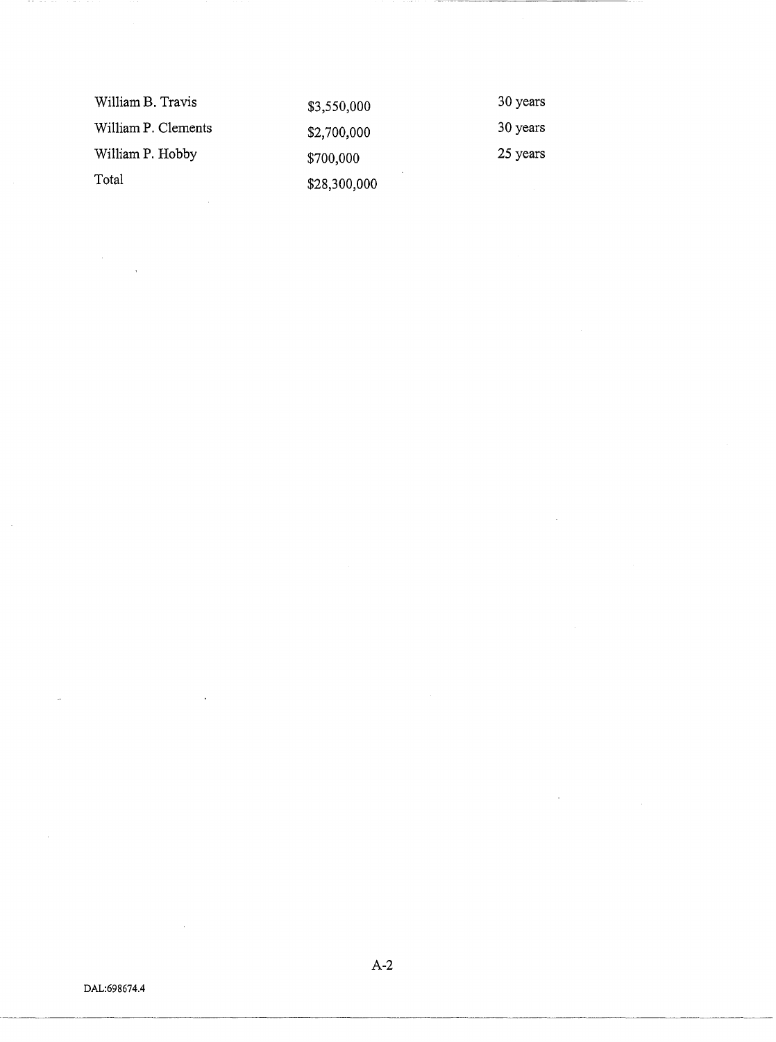| | | |
|---|---|---|
| William B. Travis | \$3,550,000 | 30 years |
| William P. Clements | \$2,700,000 | 30 years |
| William P. Hobby | \$700,000 | 25 years |
| Total | \$28,300,000 | |

DAL:698674.4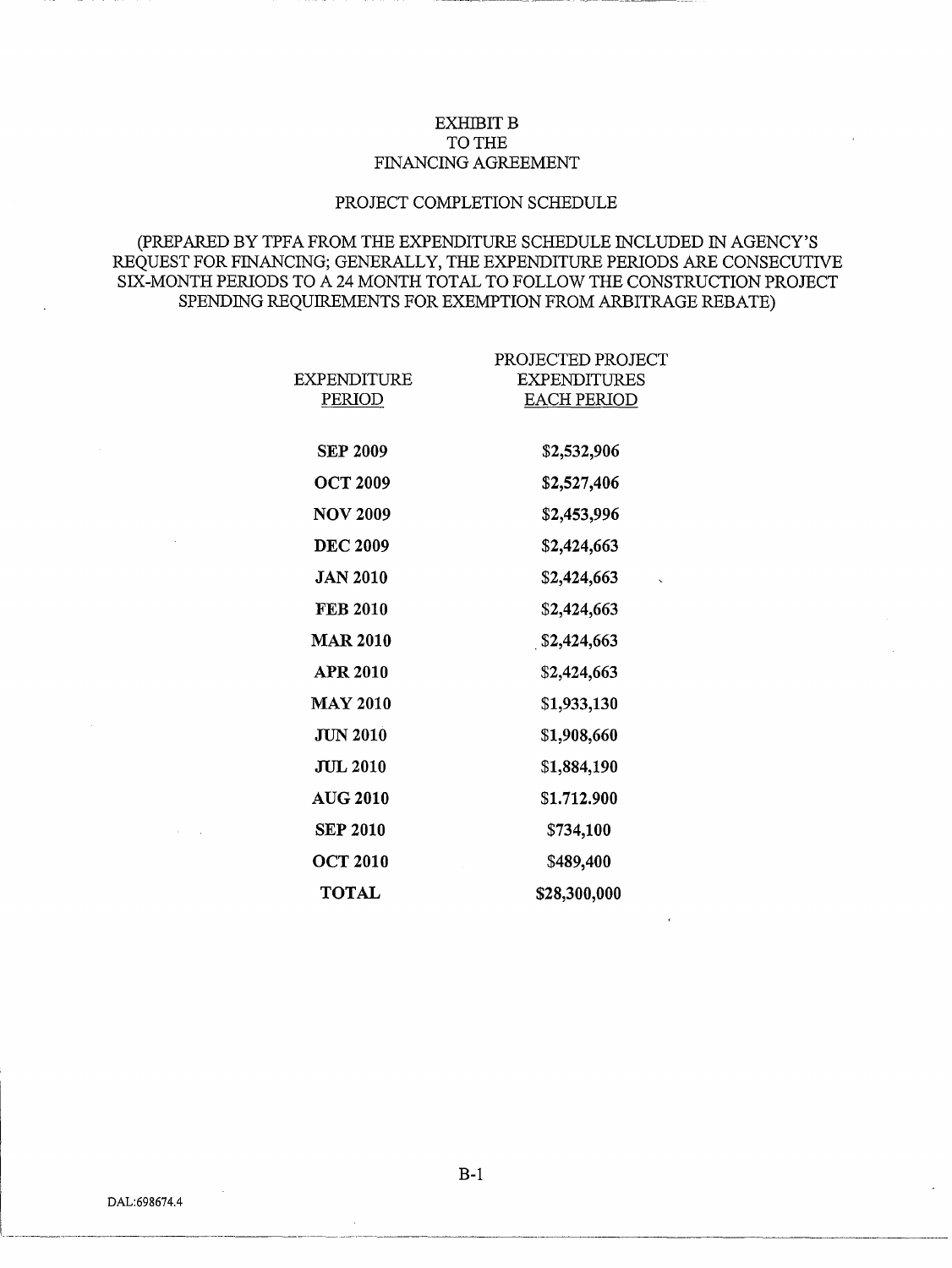# EXHIBIT B
# TO THE
# FINANCING AGREEMENT

## PROJECT COMPLETION SCHEDULE

(PREPARED BY TPFA FROM THE EXPENDITURE SCHEDULE INCLUDED IN AGENCY'S REQUEST FOR FINANCING; GENERALLY, THE EXPENDITURE PERIODS ARE CONSECUTIVE SIX-MONTH PERIODS TO A 24 MONTH TOTAL TO FOLLOW THE CONSTRUCTION PROJECT SPENDING REQUIREMENTS FOR EXEMPTION FROM ARBITRAGE REBATE)

| EXPENDITURE PERIOD | PROJECTED PROJECT EXPENDITURES EACH PERIOD |
|---|---|
| **SEP 2009** | **$2,532,906** |
| **OCT 2009** | **$2,527,406** |
| **NOV 2009** | **$2,453,996** |
| **DEC 2009** | **$2,424,663** |
| **JAN 2010** | **$2,424,663** |
| **FEB 2010** | **$2,424,663** |
| **MAR 2010** | **$2,424,663** |
| **APR 2010** | **$2,424,663** |
| **MAY 2010** | **$1,933,130** |
| **JUN 2010** | **$1,908,660** |
| **JUL 2010** | **$1,884,190** |
| **AUG 2010** | **$1.712.900** |
| **SEP 2010** | **$734,100** |
| **OCT 2010** | **$489,400** |
| **TOTAL** | **$28,300,000** |

B-1

DAL:698674.4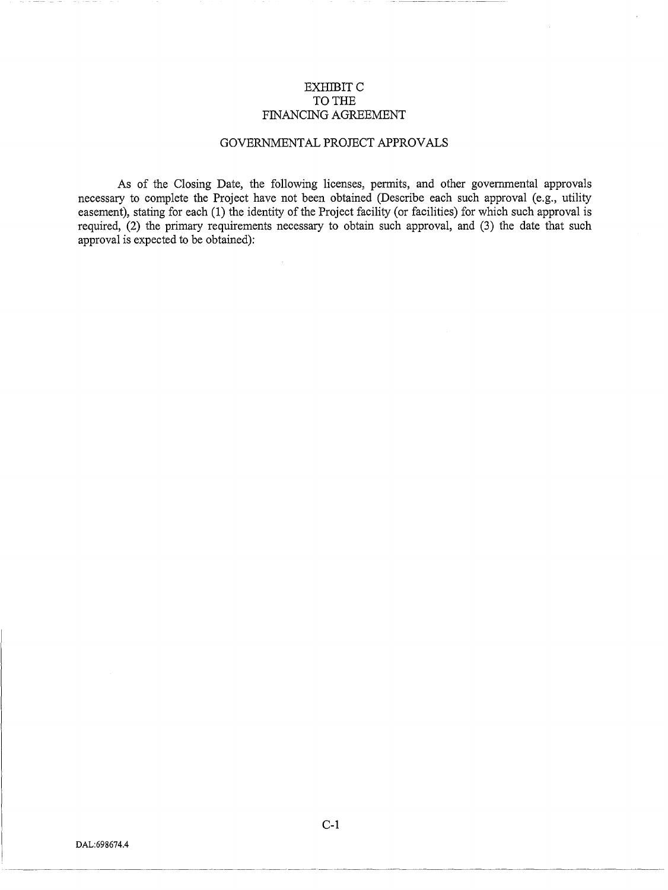# EXHIBIT C
# TO THE
# FINANCING AGREEMENT

## GOVERNMENTAL PROJECT APPROVALS

As of the Closing Date, the following licenses, permits, and other governmental approvals necessary to complete the Project have not been obtained (Describe each such approval (e.g., utility easement), stating for each (1) the identity of the Project facility (or facilities) for which such approval is required, (2) the primary requirements necessary to obtain such approval, and (3) the date that such approval is expected to be obtained):

DAL:698674.4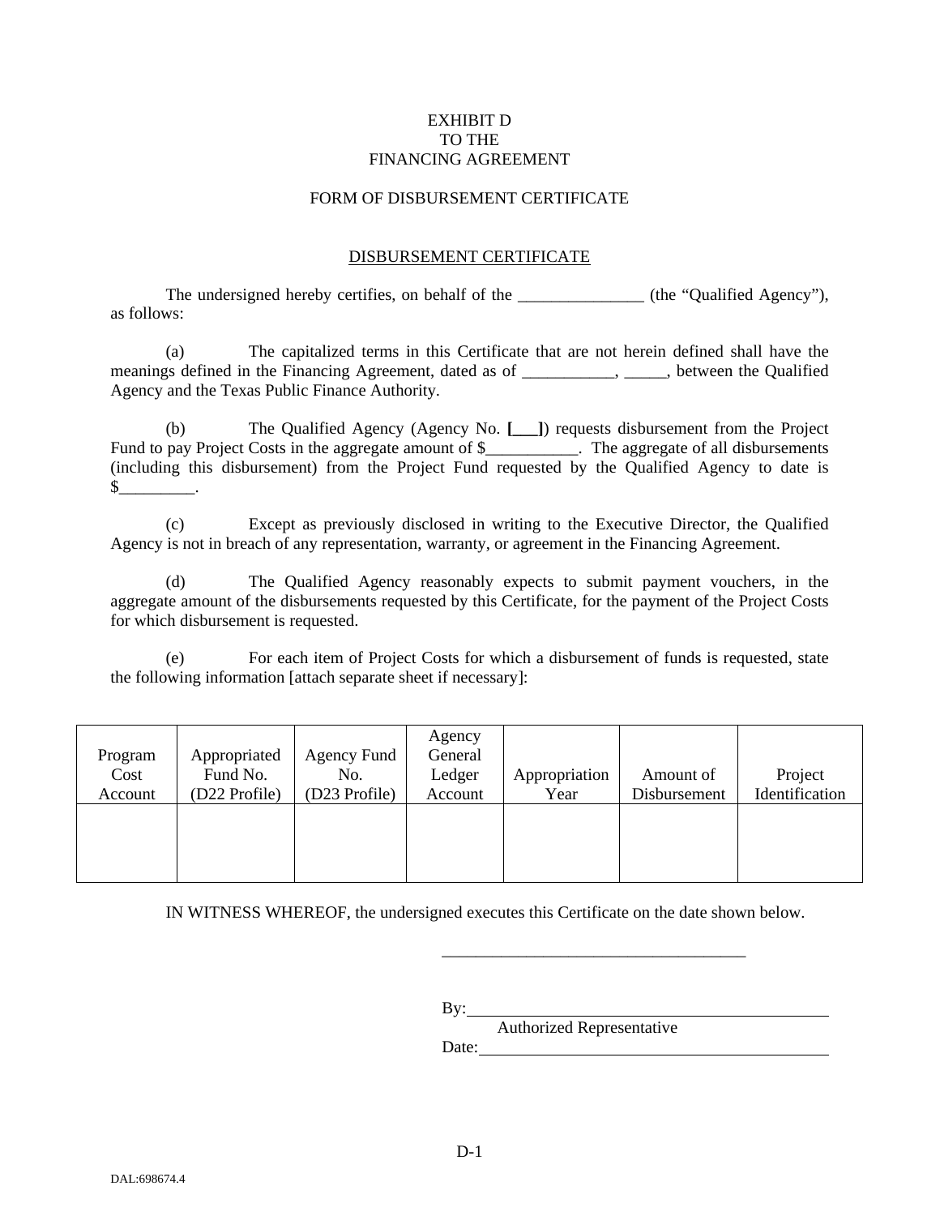EXHIBIT D
TO THE
FINANCING AGREEMENT

FORM OF DISBURSEMENT CERTIFICATE

DISBURSEMENT CERTIFICATE

The undersigned hereby certifies, on behalf of the _______________ (the "Qualified Agency"), as follows:

(a) The capitalized terms in this Certificate that are not herein defined shall have the meanings defined in the Financing Agreement, dated as of ___________, _____, between the Qualified Agency and the Texas Public Finance Authority.

(b) The Qualified Agency (Agency No. **[___]**) requests disbursement from the Project Fund to pay Project Costs in the aggregate amount of $___________. The aggregate of all disbursements (including this disbursement) from the Project Fund requested by the Qualified Agency to date is $_________.

(c) Except as previously disclosed in writing to the Executive Director, the Qualified Agency is not in breach of any representation, warranty, or agreement in the Financing Agreement.

(d) The Qualified Agency reasonably expects to submit payment vouchers, in the aggregate amount of the disbursements requested by this Certificate, for the payment of the Project Costs for which disbursement is requested.

(e) For each item of Project Costs for which a disbursement of funds is requested, state the following information [attach separate sheet if necessary]:

| Program Cost Account | Appropriated Fund No. (D22 Profile) | Agency Fund No. (D23 Profile) | Agency General Ledger Account | Appropriation Year | Amount of Disbursement | Project Identification |
|---|---|---|---|---|---|---|
| | | | | | | |

IN WITNESS WHEREOF, the undersigned executes this Certificate on the date shown below.

_____________________________________

By: _____________________________________
Authorized Representative

Date: _____________________________________

DAL:698674.4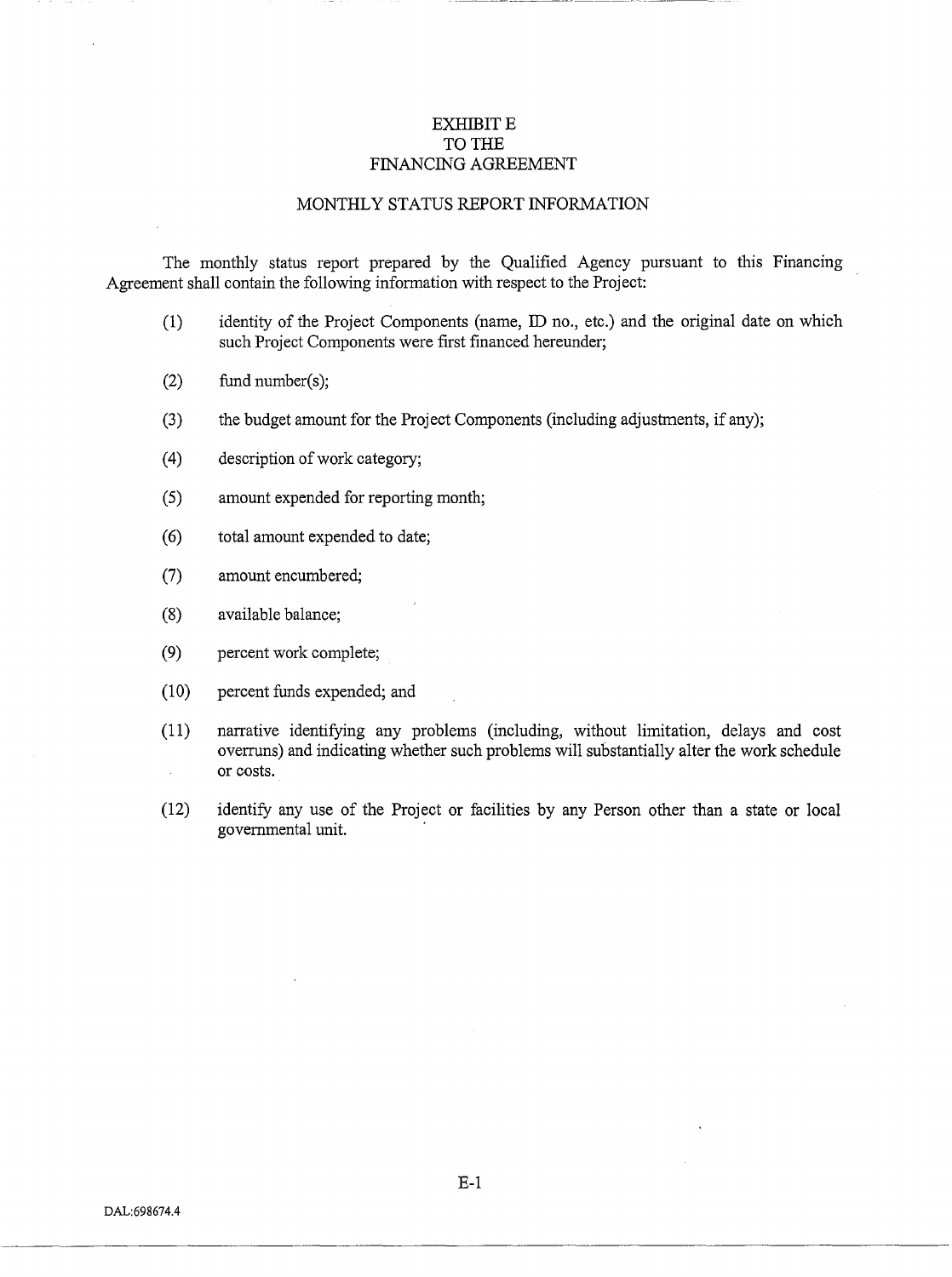# EXHIBIT E
# TO THE
# FINANCING AGREEMENT

## MONTHLY STATUS REPORT INFORMATION

The monthly status report prepared by the Qualified Agency pursuant to this Financing Agreement shall contain the following information with respect to the Project:

(1) identity of the Project Components (name, ID no., etc.) and the original date on which such Project Components were first financed hereunder;

(2) fund number(s);

(3) the budget amount for the Project Components (including adjustments, if any);

(4) description of work category;

(5) amount expended for reporting month;

(6) total amount expended to date;

(7) amount encumbered;

(8) available balance;

(9) percent work complete;

(10) percent funds expended; and

(11) narrative identifying any problems (including, without limitation, delays and cost overruns) and indicating whether such problems will substantially alter the work schedule or costs.

(12) identify any use of the Project or facilities by any Person other than a state or local governmental unit.

DAL:698674.4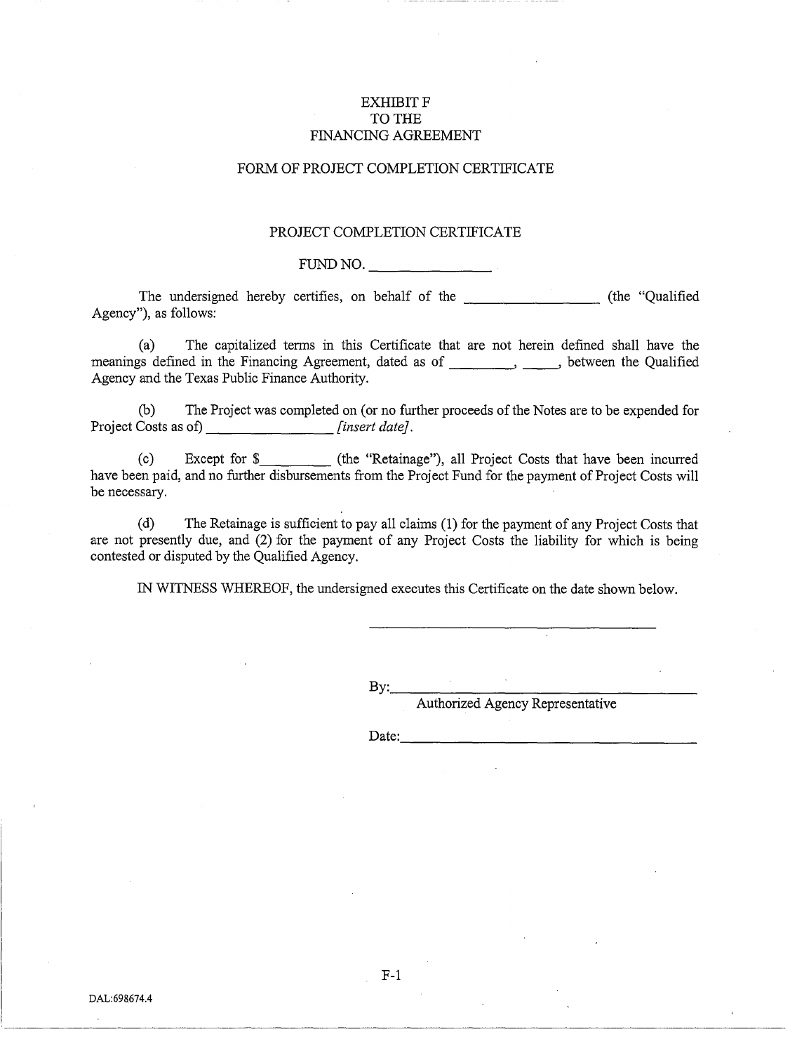# EXHIBIT F
# TO THE
# FINANCING AGREEMENT

## FORM OF PROJECT COMPLETION CERTIFICATE

### PROJECT COMPLETION CERTIFICATE

FUND NO. ________________

The undersigned hereby certifies, on behalf of the _________________ (the "Qualified Agency"), as follows:

(a) The capitalized terms in this Certificate that are not herein defined shall have the meanings defined in the Financing Agreement, dated as of ________, _____, between the Qualified Agency and the Texas Public Finance Authority.

(b) The Project was completed on (or no further proceeds of the Notes are to be expended for Project Costs as of) ________________ *[insert date]*.

(c) Except for $_________ (the "Retainage"), all Project Costs that have been incurred have been paid, and no further disbursements from the Project Fund for the payment of Project Costs will be necessary.

(d) The Retainage is sufficient to pay all claims (1) for the payment of any Project Costs that are not presently due, and (2) for the payment of any Project Costs the liability for which is being contested or disputed by the Qualified Agency.

IN WITNESS WHEREOF, the undersigned executes this Certificate on the date shown below.

_______________________________________

By:_______________________________________
Authorized Agency Representative

Date:_____________________________________

DAL:698674.4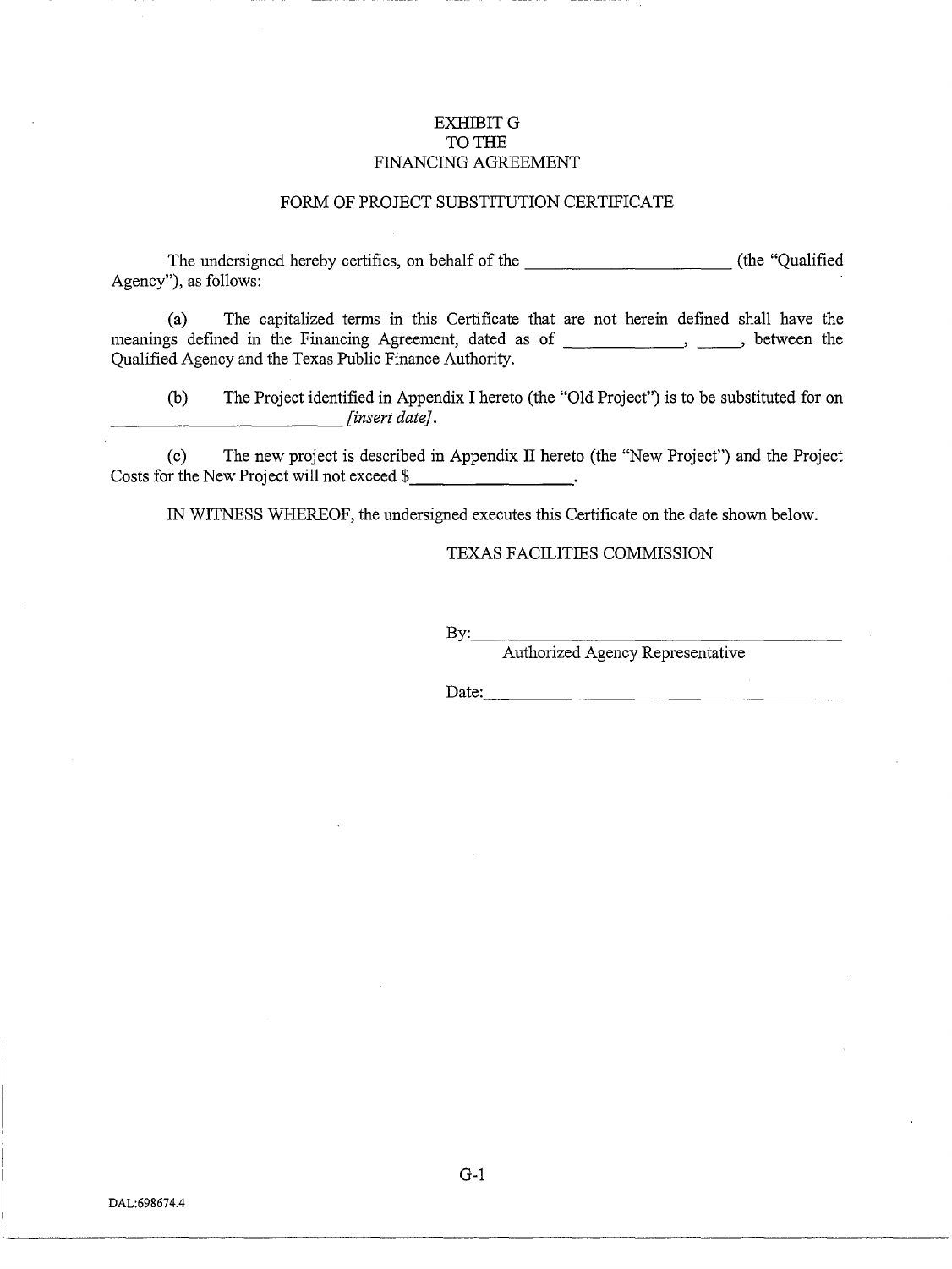# EXHIBIT G
# TO THE
# FINANCING AGREEMENT

## FORM OF PROJECT SUBSTITUTION CERTIFICATE

The undersigned hereby certifies, on behalf of the ______________________ (the "Qualified Agency"), as follows:

(a) The capitalized terms in this Certificate that are not herein defined shall have the meanings defined in the Financing Agreement, dated as of ____________, _____, between the Qualified Agency and the Texas Public Finance Authority.

(b) The Project identified in Appendix I hereto (the "Old Project") is to be substituted for on __________________________ *[insert date]*.

(c) The new project is described in Appendix II hereto (the "New Project") and the Project Costs for the New Project will not exceed $_________________.

IN WITNESS WHEREOF, the undersigned executes this Certificate on the date shown below.

TEXAS FACILITIES COMMISSION

By:__________________________________________
Authorized Agency Representative

Date:_________________________________________

DAL:698674.4